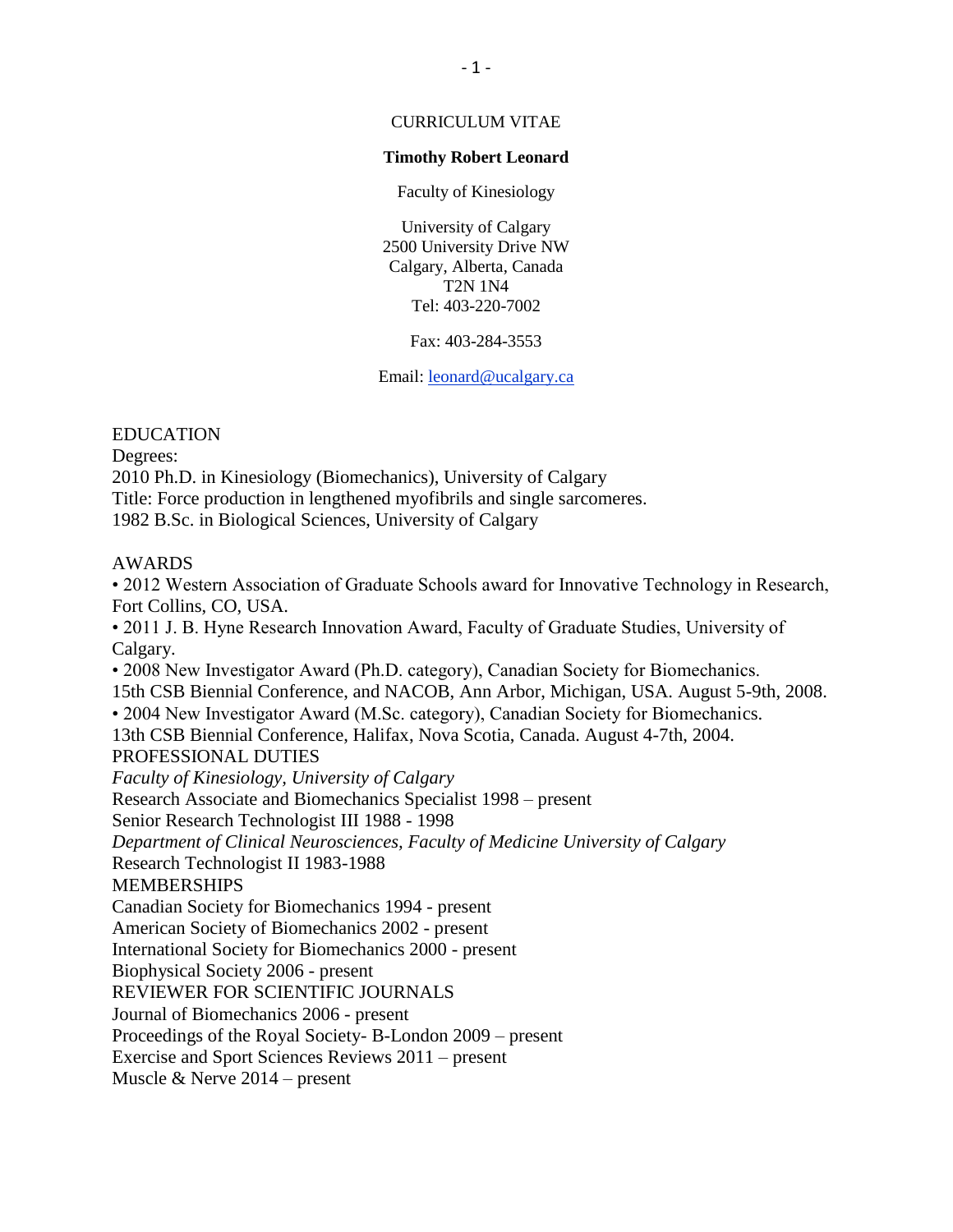# CURRICULUM VITAE

**Timothy Robert Leonard**

Faculty of Kinesiology

University of Calgary
2500 University Drive NW
Calgary, Alberta, Canada
T2N 1N4
Tel: 403-220-7002

Fax: 403-284-3553

Email: leonard@ucalgary.ca

## EDUCATION

Degrees:
2010 Ph.D. in Kinesiology (Biomechanics), University of Calgary
Title: Force production in lengthened myofibrils and single sarcomeres.
1982 B.Sc. in Biological Sciences, University of Calgary

## AWARDS

- 2012 Western Association of Graduate Schools award for Innovative Technology in Research, Fort Collins, CO, USA.
- 2011 J. B. Hyne Research Innovation Award, Faculty of Graduate Studies, University of Calgary.
- 2008 New Investigator Award (Ph.D. category), Canadian Society for Biomechanics. 15th CSB Biennial Conference, and NACOB, Ann Arbor, Michigan, USA. August 5-9th, 2008.
- 2004 New Investigator Award (M.Sc. category), Canadian Society for Biomechanics. 13th CSB Biennial Conference, Halifax, Nova Scotia, Canada. August 4-7th, 2004.

## PROFESSIONAL DUTIES

*Faculty of Kinesiology, University of Calgary*
Research Associate and Biomechanics Specialist 1998 – present
Senior Research Technologist III 1988 - 1998
*Department of Clinical Neurosciences, Faculty of Medicine University of Calgary*
Research Technologist II 1983-1988

## MEMBERSHIPS

Canadian Society for Biomechanics 1994 - present
American Society of Biomechanics 2002 - present
International Society for Biomechanics 2000 - present
Biophysical Society 2006 - present

## REVIEWER FOR SCIENTIFIC JOURNALS

Journal of Biomechanics 2006 - present
Proceedings of the Royal Society- B-London 2009 – present
Exercise and Sport Sciences Reviews 2011 – present
Muscle & Nerve 2014 – present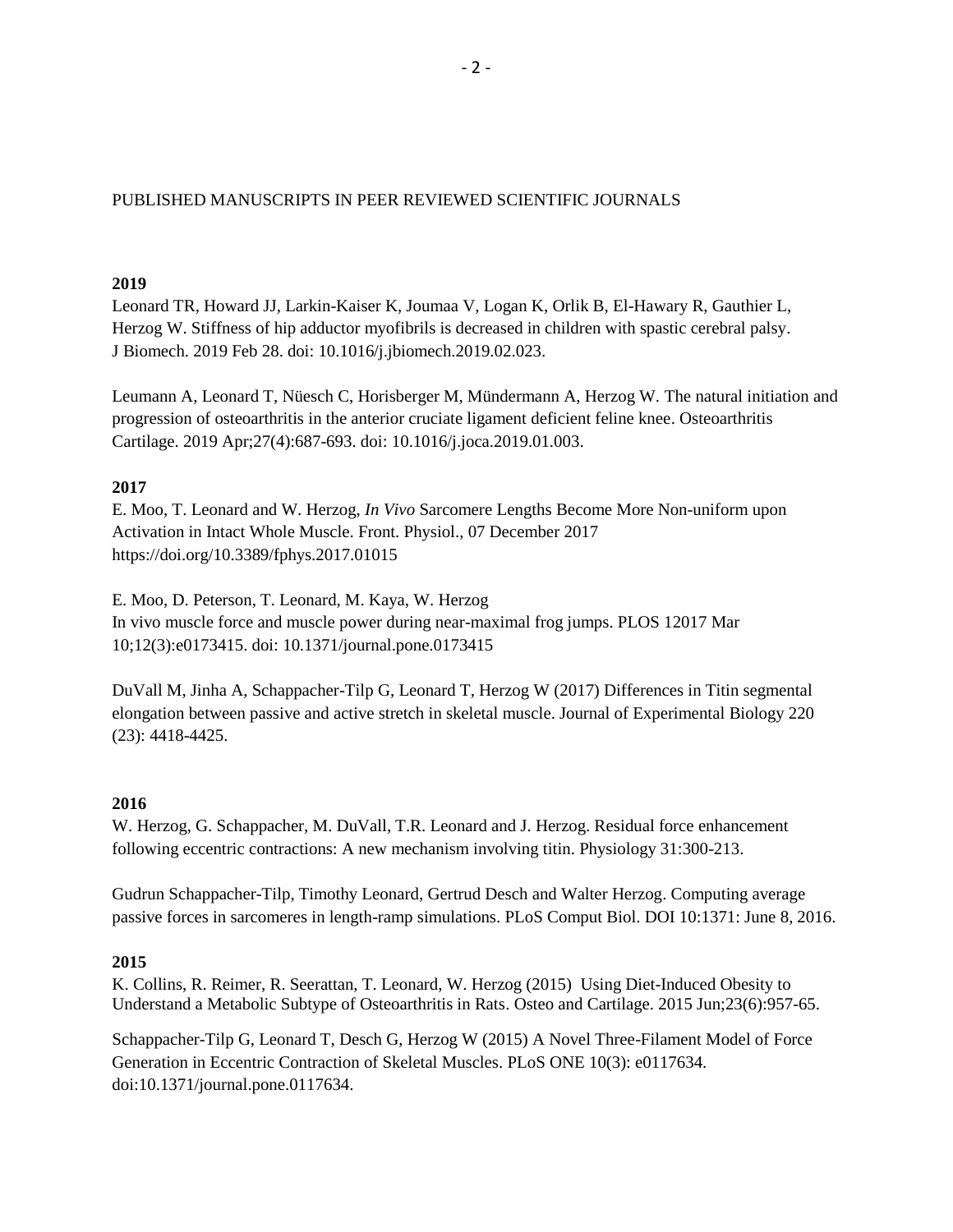PUBLISHED MANUSCRIPTS IN PEER REVIEWED SCIENTIFIC JOURNALS

**2019**

Leonard TR, Howard JJ, Larkin-Kaiser K, Joumaa V, Logan K, Orlik B, El-Hawary R, Gauthier L, Herzog W. Stiffness of hip adductor myofibrils is decreased in children with spastic cerebral palsy. J Biomech. 2019 Feb 28. doi: 10.1016/j.jbiomech.2019.02.023.

Leumann A, Leonard T, Nüesch C, Horisberger M, Mündermann A, Herzog W. The natural initiation and progression of osteoarthritis in the anterior cruciate ligament deficient feline knee. Osteoarthritis Cartilage. 2019 Apr;27(4):687-693. doi: 10.1016/j.joca.2019.01.003.

**2017**

E. Moo, T. Leonard and W. Herzog, *In Vivo* Sarcomere Lengths Become More Non-uniform upon Activation in Intact Whole Muscle. Front. Physiol., 07 December 2017 https://doi.org/10.3389/fphys.2017.01015

E. Moo, D. Peterson, T. Leonard, M. Kaya, W. Herzog
In vivo muscle force and muscle power during near-maximal frog jumps. PLOS 12017 Mar 10;12(3):e0173415. doi: 10.1371/journal.pone.0173415

DuVall M, Jinha A, Schappacher-Tilp G, Leonard T, Herzog W (2017) Differences in Titin segmental elongation between passive and active stretch in skeletal muscle. Journal of Experimental Biology 220 (23): 4418-4425.

**2016**

W. Herzog, G. Schappacher, M. DuVall, T.R. Leonard and J. Herzog. Residual force enhancement following eccentric contractions: A new mechanism involving titin. Physiology 31:300-213.

Gudrun Schappacher-Tilp, Timothy Leonard, Gertrud Desch and Walter Herzog. Computing average passive forces in sarcomeres in length-ramp simulations. PLoS Comput Biol. DOI 10:1371: June 8, 2016.

**2015**

K. Collins, R. Reimer, R. Seerattan, T. Leonard, W. Herzog (2015) Using Diet-Induced Obesity to Understand a Metabolic Subtype of Osteoarthritis in Rats. Osteo and Cartilage. 2015 Jun;23(6):957-65.

Schappacher-Tilp G, Leonard T, Desch G, Herzog W (2015) A Novel Three-Filament Model of Force Generation in Eccentric Contraction of Skeletal Muscles. PLoS ONE 10(3): e0117634. doi:10.1371/journal.pone.0117634.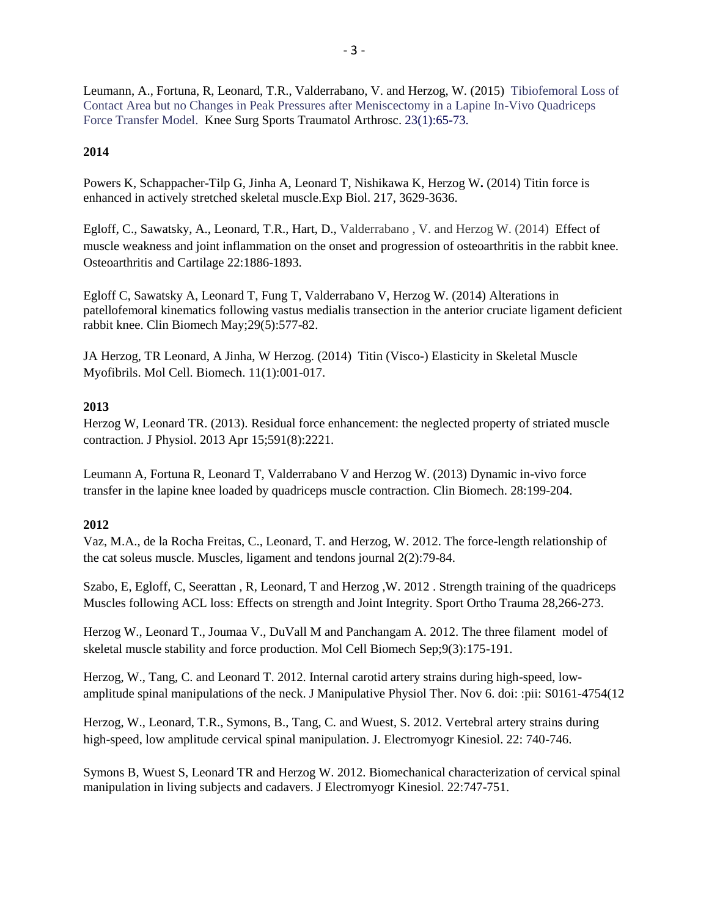Leumann, A., Fortuna, R, Leonard, T.R., Valderrabano, V. and Herzog, W. (2015) Tibiofemoral Loss of Contact Area but no Changes in Peak Pressures after Meniscectomy in a Lapine In-Vivo Quadriceps Force Transfer Model. Knee Surg Sports Traumatol Arthrosc. 23(1):65-73.

**2014**

Powers K, Schappacher-Tilp G, Jinha A, Leonard T, Nishikawa K, Herzog W**.** (2014) Titin force is enhanced in actively stretched skeletal muscle.Exp Biol. 217, 3629-3636.

Egloff, C., Sawatsky, A., Leonard, T.R., Hart, D., Valderrabano , V. and Herzog W. (2014) Effect of muscle weakness and joint inflammation on the onset and progression of osteoarthritis in the rabbit knee. Osteoarthritis and Cartilage 22:1886-1893.

Egloff C, Sawatsky A, Leonard T, Fung T, Valderrabano V, Herzog W. (2014) Alterations in patellofemoral kinematics following vastus medialis transection in the anterior cruciate ligament deficient rabbit knee. Clin Biomech May;29(5):577-82.

JA Herzog, TR Leonard, A Jinha, W Herzog. (2014) Titin (Visco-) Elasticity in Skeletal Muscle Myofibrils. Mol Cell. Biomech. 11(1):001-017.

**2013**

Herzog W, Leonard TR. (2013). Residual force enhancement: the neglected property of striated muscle contraction. J Physiol. 2013 Apr 15;591(8):2221.

Leumann A, Fortuna R, Leonard T, Valderrabano V and Herzog W. (2013) Dynamic in-vivo force transfer in the lapine knee loaded by quadriceps muscle contraction. Clin Biomech. 28:199-204.

**2012**

Vaz, M.A., de la Rocha Freitas, C., Leonard, T. and Herzog, W. 2012. The force-length relationship of the cat soleus muscle. Muscles, ligament and tendons journal 2(2):79-84.

Szabo, E, Egloff, C, Seerattan , R, Leonard, T and Herzog ,W. 2012 . Strength training of the quadriceps Muscles following ACL loss: Effects on strength and Joint Integrity. Sport Ortho Trauma 28,266-273.

Herzog W., Leonard T., Joumaa V., DuVall M and Panchangam A. 2012. The three filament model of skeletal muscle stability and force production. Mol Cell Biomech Sep;9(3):175-191.

Herzog, W., Tang, C. and Leonard T. 2012. Internal carotid artery strains during high-speed, low-amplitude spinal manipulations of the neck. J Manipulative Physiol Ther. Nov 6. doi: :pii: S0161-4754(12

Herzog, W., Leonard, T.R., Symons, B., Tang, C. and Wuest, S. 2012. Vertebral artery strains during high-speed, low amplitude cervical spinal manipulation. J. Electromyogr Kinesiol. 22: 740-746.

Symons B, Wuest S, Leonard TR and Herzog W. 2012. Biomechanical characterization of cervical spinal manipulation in living subjects and cadavers. J Electromyogr Kinesiol. 22:747-751.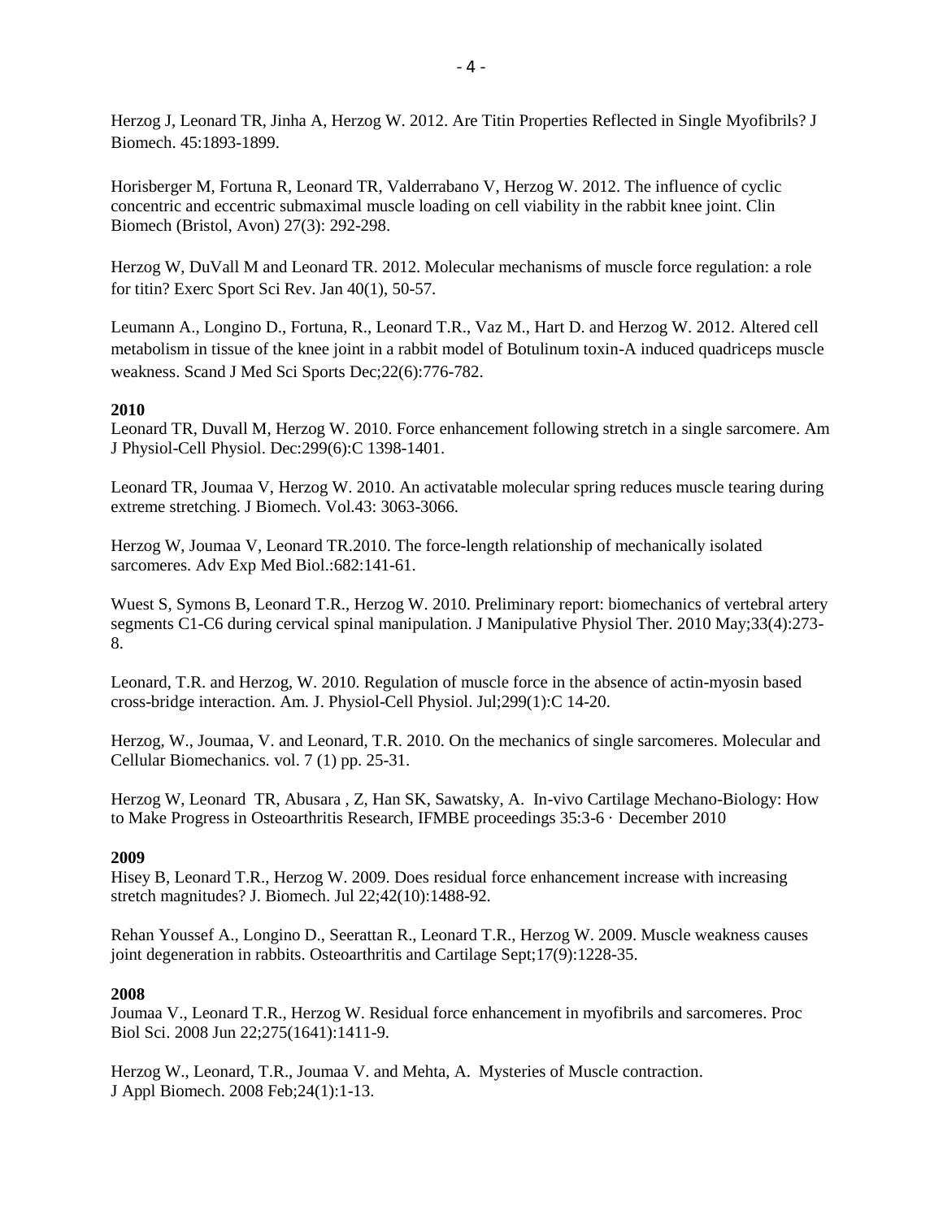Herzog J, Leonard TR, Jinha A, Herzog W. 2012. Are Titin Properties Reflected in Single Myofibrils? J Biomech. 45:1893-1899.

Horisberger M, Fortuna R, Leonard TR, Valderrabano V, Herzog W. 2012. The influence of cyclic concentric and eccentric submaximal muscle loading on cell viability in the rabbit knee joint. Clin Biomech (Bristol, Avon) 27(3): 292-298.

Herzog W, DuVall M and Leonard TR. 2012. Molecular mechanisms of muscle force regulation: a role for titin? Exerc Sport Sci Rev. Jan 40(1), 50-57.

Leumann A., Longino D., Fortuna, R., Leonard T.R., Vaz M., Hart D. and Herzog W. 2012. Altered cell metabolism in tissue of the knee joint in a rabbit model of Botulinum toxin-A induced quadriceps muscle weakness. Scand J Med Sci Sports Dec;22(6):776-782.

**2010**

Leonard TR, Duvall M, Herzog W. 2010. Force enhancement following stretch in a single sarcomere. Am J Physiol-Cell Physiol. Dec:299(6):C 1398-1401.

Leonard TR, Joumaa V, Herzog W. 2010. An activatable molecular spring reduces muscle tearing during extreme stretching. J Biomech. Vol.43: 3063-3066.

Herzog W, Joumaa V, Leonard TR.2010. The force-length relationship of mechanically isolated sarcomeres. Adv Exp Med Biol.:682:141-61.

Wuest S, Symons B, Leonard T.R., Herzog W. 2010. Preliminary report: biomechanics of vertebral artery segments C1-C6 during cervical spinal manipulation. J Manipulative Physiol Ther. 2010 May;33(4):273-8.

Leonard, T.R. and Herzog, W. 2010. Regulation of muscle force in the absence of actin-myosin based cross-bridge interaction. Am. J. Physiol-Cell Physiol. Jul;299(1):C 14-20.

Herzog, W., Joumaa, V. and Leonard, T.R. 2010. On the mechanics of single sarcomeres. Molecular and Cellular Biomechanics. vol. 7 (1) pp. 25-31.

Herzog W, Leonard TR, Abusara , Z, Han SK, Sawatsky, A. In-vivo Cartilage Mechano-Biology: How to Make Progress in Osteoarthritis Research, IFMBE proceedings 35:3-6 · December 2010

**2009**

Hisey B, Leonard T.R., Herzog W. 2009. Does residual force enhancement increase with increasing stretch magnitudes? J. Biomech. Jul 22;42(10):1488-92.

Rehan Youssef A., Longino D., Seerattan R., Leonard T.R., Herzog W. 2009. Muscle weakness causes joint degeneration in rabbits. Osteoarthritis and Cartilage Sept;17(9):1228-35.

**2008**

Joumaa V., Leonard T.R., Herzog W. Residual force enhancement in myofibrils and sarcomeres. Proc Biol Sci. 2008 Jun 22;275(1641):1411-9.

Herzog W., Leonard, T.R., Joumaa V. and Mehta, A. Mysteries of Muscle contraction. J Appl Biomech. 2008 Feb;24(1):1-13.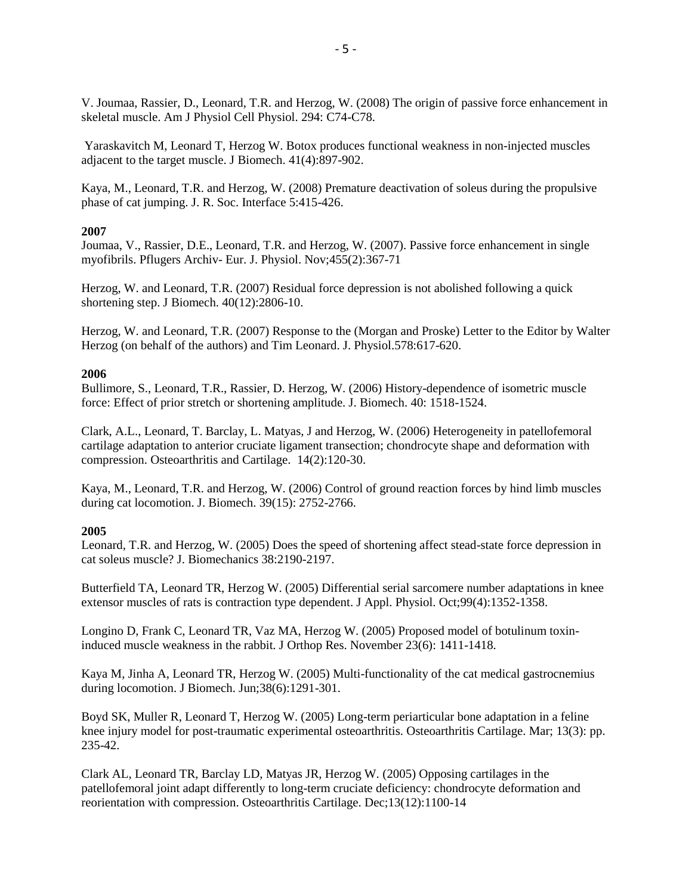V. Joumaa, Rassier, D., Leonard, T.R. and Herzog, W. (2008) The origin of passive force enhancement in skeletal muscle. Am J Physiol Cell Physiol. 294: C74-C78.

Yaraskavitch M, Leonard T, Herzog W. Botox produces functional weakness in non-injected muscles adjacent to the target muscle. J Biomech. 41(4):897-902.

Kaya, M., Leonard, T.R. and Herzog, W. (2008) Premature deactivation of soleus during the propulsive phase of cat jumping. J. R. Soc. Interface 5:415-426.

**2007**

Joumaa, V., Rassier, D.E., Leonard, T.R. and Herzog, W. (2007). Passive force enhancement in single myofibrils. Pflugers Archiv- Eur. J. Physiol. Nov;455(2):367-71

Herzog, W. and Leonard, T.R. (2007) Residual force depression is not abolished following a quick shortening step. J Biomech. 40(12):2806-10.

Herzog, W. and Leonard, T.R. (2007) Response to the (Morgan and Proske) Letter to the Editor by Walter Herzog (on behalf of the authors) and Tim Leonard. J. Physiol.578:617-620.

**2006**

Bullimore, S., Leonard, T.R., Rassier, D. Herzog, W. (2006) History-dependence of isometric muscle force: Effect of prior stretch or shortening amplitude. J. Biomech. 40: 1518-1524.

Clark, A.L., Leonard, T. Barclay, L. Matyas, J and Herzog, W. (2006) Heterogeneity in patellofemoral cartilage adaptation to anterior cruciate ligament transection; chondrocyte shape and deformation with compression. Osteoarthritis and Cartilage. 14(2):120-30.

Kaya, M., Leonard, T.R. and Herzog, W. (2006) Control of ground reaction forces by hind limb muscles during cat locomotion. J. Biomech. 39(15): 2752-2766.

**2005**

Leonard, T.R. and Herzog, W. (2005) Does the speed of shortening affect stead-state force depression in cat soleus muscle? J. Biomechanics 38:2190-2197.

Butterfield TA, Leonard TR, Herzog W. (2005) Differential serial sarcomere number adaptations in knee extensor muscles of rats is contraction type dependent. J Appl. Physiol. Oct;99(4):1352-1358.

Longino D, Frank C, Leonard TR, Vaz MA, Herzog W. (2005) Proposed model of botulinum toxin-induced muscle weakness in the rabbit. J Orthop Res. November 23(6): 1411-1418.

Kaya M, Jinha A, Leonard TR, Herzog W. (2005) Multi-functionality of the cat medical gastrocnemius during locomotion. J Biomech. Jun;38(6):1291-301.

Boyd SK, Muller R, Leonard T, Herzog W. (2005) Long-term periarticular bone adaptation in a feline knee injury model for post-traumatic experimental osteoarthritis. Osteoarthritis Cartilage. Mar; 13(3): pp. 235-42.

Clark AL, Leonard TR, Barclay LD, Matyas JR, Herzog W. (2005) Opposing cartilages in the patellofemoral joint adapt differently to long-term cruciate deficiency: chondrocyte deformation and reorientation with compression. Osteoarthritis Cartilage. Dec;13(12):1100-14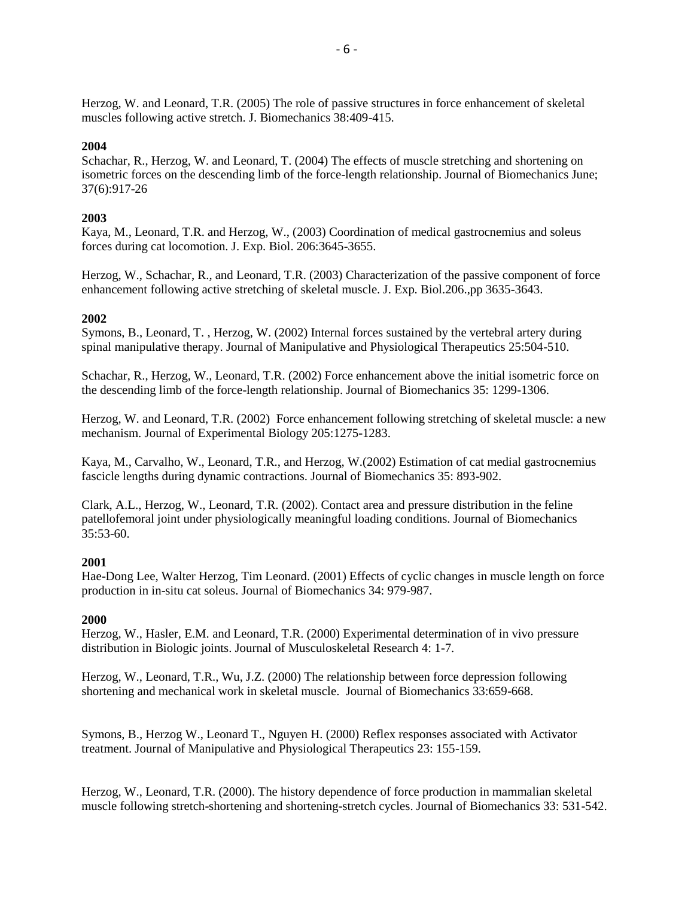Herzog, W. and Leonard, T.R. (2005) The role of passive structures in force enhancement of skeletal muscles following active stretch. J. Biomechanics 38:409-415.

**2004**

Schachar, R., Herzog, W. and Leonard, T. (2004) The effects of muscle stretching and shortening on isometric forces on the descending limb of the force-length relationship. Journal of Biomechanics June; 37(6):917-26

**2003**

Kaya, M., Leonard, T.R. and Herzog, W., (2003) Coordination of medical gastrocnemius and soleus forces during cat locomotion. J. Exp. Biol. 206:3645-3655.

Herzog, W., Schachar, R., and Leonard, T.R. (2003) Characterization of the passive component of force enhancement following active stretching of skeletal muscle. J. Exp. Biol.206.,pp 3635-3643.

**2002**

Symons, B., Leonard, T. , Herzog, W. (2002) Internal forces sustained by the vertebral artery during spinal manipulative therapy. Journal of Manipulative and Physiological Therapeutics 25:504-510.

Schachar, R., Herzog, W., Leonard, T.R. (2002) Force enhancement above the initial isometric force on the descending limb of the force-length relationship. Journal of Biomechanics 35: 1299-1306.

Herzog, W. and Leonard, T.R. (2002) Force enhancement following stretching of skeletal muscle: a new mechanism. Journal of Experimental Biology 205:1275-1283.

Kaya, M., Carvalho, W., Leonard, T.R., and Herzog, W.(2002) Estimation of cat medial gastrocnemius fascicle lengths during dynamic contractions. Journal of Biomechanics 35: 893-902.

Clark, A.L., Herzog, W., Leonard, T.R. (2002). Contact area and pressure distribution in the feline patellofemoral joint under physiologically meaningful loading conditions. Journal of Biomechanics 35:53-60.

**2001**

Hae-Dong Lee, Walter Herzog, Tim Leonard. (2001) Effects of cyclic changes in muscle length on force production in in-situ cat soleus. Journal of Biomechanics 34: 979-987.

**2000**

Herzog, W., Hasler, E.M. and Leonard, T.R. (2000) Experimental determination of in vivo pressure distribution in Biologic joints. Journal of Musculoskeletal Research 4: 1-7.

Herzog, W., Leonard, T.R., Wu, J.Z. (2000) The relationship between force depression following shortening and mechanical work in skeletal muscle. Journal of Biomechanics 33:659-668.

Symons, B., Herzog W., Leonard T., Nguyen H. (2000) Reflex responses associated with Activator treatment. Journal of Manipulative and Physiological Therapeutics 23: 155-159.

Herzog, W., Leonard, T.R. (2000). The history dependence of force production in mammalian skeletal muscle following stretch-shortening and shortening-stretch cycles. Journal of Biomechanics 33: 531-542.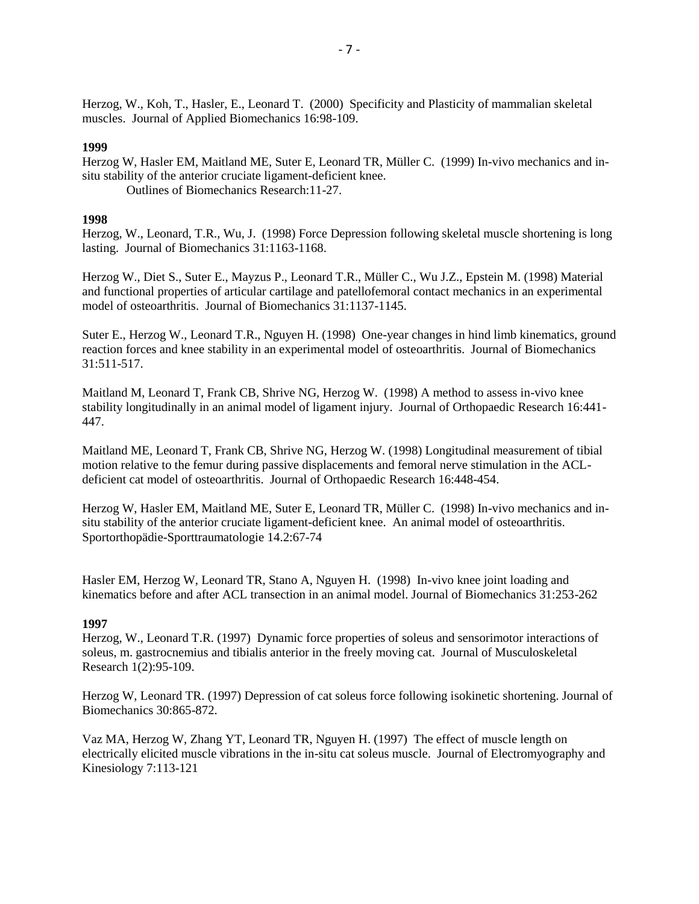Herzog, W., Koh, T., Hasler, E., Leonard T. (2000) Specificity and Plasticity of mammalian skeletal muscles. Journal of Applied Biomechanics 16:98-109.

**1999**

Herzog W, Hasler EM, Maitland ME, Suter E, Leonard TR, Müller C. (1999) In-vivo mechanics and in-situ stability of the anterior cruciate ligament-deficient knee.
Outlines of Biomechanics Research:11-27.

**1998**

Herzog, W., Leonard, T.R., Wu, J. (1998) Force Depression following skeletal muscle shortening is long lasting. Journal of Biomechanics 31:1163-1168.

Herzog W., Diet S., Suter E., Mayzus P., Leonard T.R., Müller C., Wu J.Z., Epstein M. (1998) Material and functional properties of articular cartilage and patellofemoral contact mechanics in an experimental model of osteoarthritis. Journal of Biomechanics 31:1137-1145.

Suter E., Herzog W., Leonard T.R., Nguyen H. (1998) One-year changes in hind limb kinematics, ground reaction forces and knee stability in an experimental model of osteoarthritis. Journal of Biomechanics 31:511-517.

Maitland M, Leonard T, Frank CB, Shrive NG, Herzog W. (1998) A method to assess in-vivo knee stability longitudinally in an animal model of ligament injury. Journal of Orthopaedic Research 16:441-447.

Maitland ME, Leonard T, Frank CB, Shrive NG, Herzog W. (1998) Longitudinal measurement of tibial motion relative to the femur during passive displacements and femoral nerve stimulation in the ACL-deficient cat model of osteoarthritis. Journal of Orthopaedic Research 16:448-454.

Herzog W, Hasler EM, Maitland ME, Suter E, Leonard TR, Müller C. (1998) In-vivo mechanics and in-situ stability of the anterior cruciate ligament-deficient knee. An animal model of osteoarthritis. Sportorthopädie-Sporttraumatologie 14.2:67-74

Hasler EM, Herzog W, Leonard TR, Stano A, Nguyen H. (1998) In-vivo knee joint loading and kinematics before and after ACL transection in an animal model. Journal of Biomechanics 31:253-262

**1997**

Herzog, W., Leonard T.R. (1997) Dynamic force properties of soleus and sensorimotor interactions of soleus, m. gastrocnemius and tibialis anterior in the freely moving cat. Journal of Musculoskeletal Research 1(2):95-109.

Herzog W, Leonard TR. (1997) Depression of cat soleus force following isokinetic shortening. Journal of Biomechanics 30:865-872.

Vaz MA, Herzog W, Zhang YT, Leonard TR, Nguyen H. (1997) The effect of muscle length on electrically elicited muscle vibrations in the in-situ cat soleus muscle. Journal of Electromyography and Kinesiology 7:113-121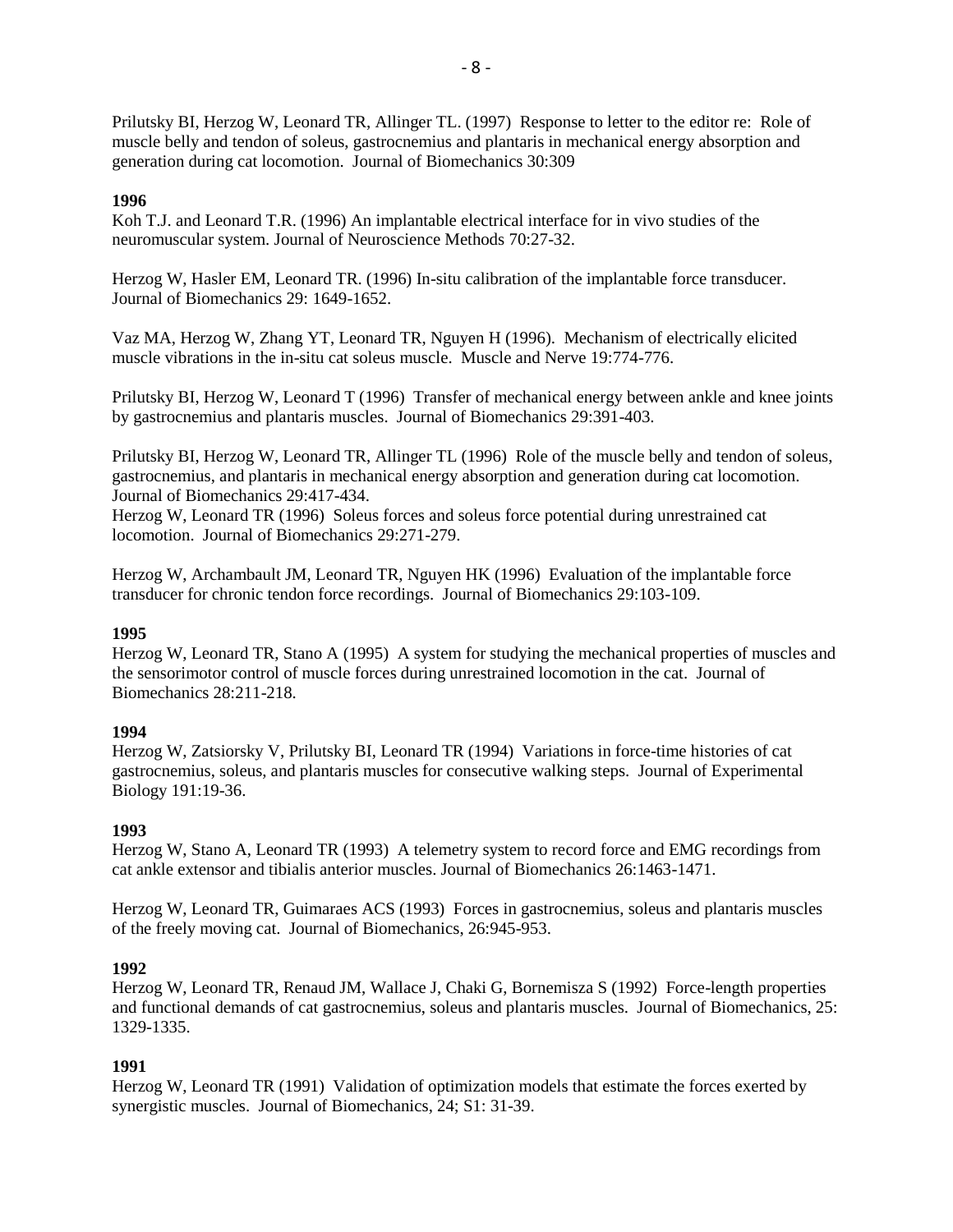Prilutsky BI, Herzog W, Leonard TR, Allinger TL. (1997) Response to letter to the editor re: Role of muscle belly and tendon of soleus, gastrocnemius and plantaris in mechanical energy absorption and generation during cat locomotion. Journal of Biomechanics 30:309

**1996**

Koh T.J. and Leonard T.R. (1996) An implantable electrical interface for in vivo studies of the neuromuscular system. Journal of Neuroscience Methods 70:27-32.

Herzog W, Hasler EM, Leonard TR. (1996) In-situ calibration of the implantable force transducer. Journal of Biomechanics 29: 1649-1652.

Vaz MA, Herzog W, Zhang YT, Leonard TR, Nguyen H (1996). Mechanism of electrically elicited muscle vibrations in the in-situ cat soleus muscle. Muscle and Nerve 19:774-776.

Prilutsky BI, Herzog W, Leonard T (1996) Transfer of mechanical energy between ankle and knee joints by gastrocnemius and plantaris muscles. Journal of Biomechanics 29:391-403.

Prilutsky BI, Herzog W, Leonard TR, Allinger TL (1996) Role of the muscle belly and tendon of soleus, gastrocnemius, and plantaris in mechanical energy absorption and generation during cat locomotion. Journal of Biomechanics 29:417-434.

Herzog W, Leonard TR (1996) Soleus forces and soleus force potential during unrestrained cat locomotion. Journal of Biomechanics 29:271-279.

Herzog W, Archambault JM, Leonard TR, Nguyen HK (1996) Evaluation of the implantable force transducer for chronic tendon force recordings. Journal of Biomechanics 29:103-109.

**1995**

Herzog W, Leonard TR, Stano A (1995) A system for studying the mechanical properties of muscles and the sensorimotor control of muscle forces during unrestrained locomotion in the cat. Journal of Biomechanics 28:211-218.

**1994**

Herzog W, Zatsiorsky V, Prilutsky BI, Leonard TR (1994) Variations in force-time histories of cat gastrocnemius, soleus, and plantaris muscles for consecutive walking steps. Journal of Experimental Biology 191:19-36.

**1993**

Herzog W, Stano A, Leonard TR (1993) A telemetry system to record force and EMG recordings from cat ankle extensor and tibialis anterior muscles. Journal of Biomechanics 26:1463-1471.

Herzog W, Leonard TR, Guimaraes ACS (1993) Forces in gastrocnemius, soleus and plantaris muscles of the freely moving cat. Journal of Biomechanics, 26:945-953.

**1992**

Herzog W, Leonard TR, Renaud JM, Wallace J, Chaki G, Bornemisza S (1992) Force-length properties and functional demands of cat gastrocnemius, soleus and plantaris muscles. Journal of Biomechanics, 25: 1329-1335.

**1991**

Herzog W, Leonard TR (1991) Validation of optimization models that estimate the forces exerted by synergistic muscles. Journal of Biomechanics, 24; S1: 31-39.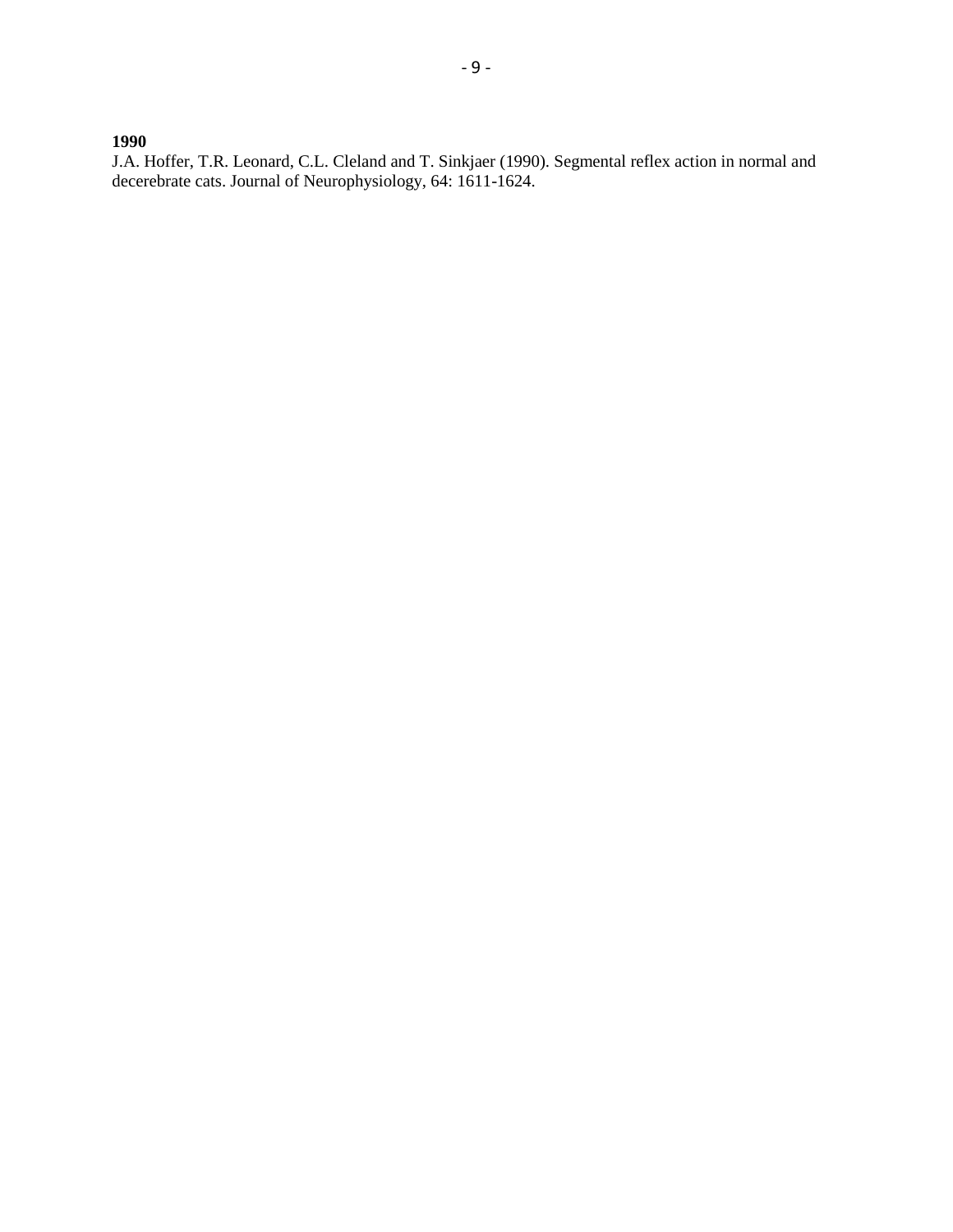**1990**

J.A. Hoffer, T.R. Leonard, C.L. Cleland and T. Sinkjaer (1990). Segmental reflex action in normal and decerebrate cats. Journal of Neurophysiology, 64: 1611-1624.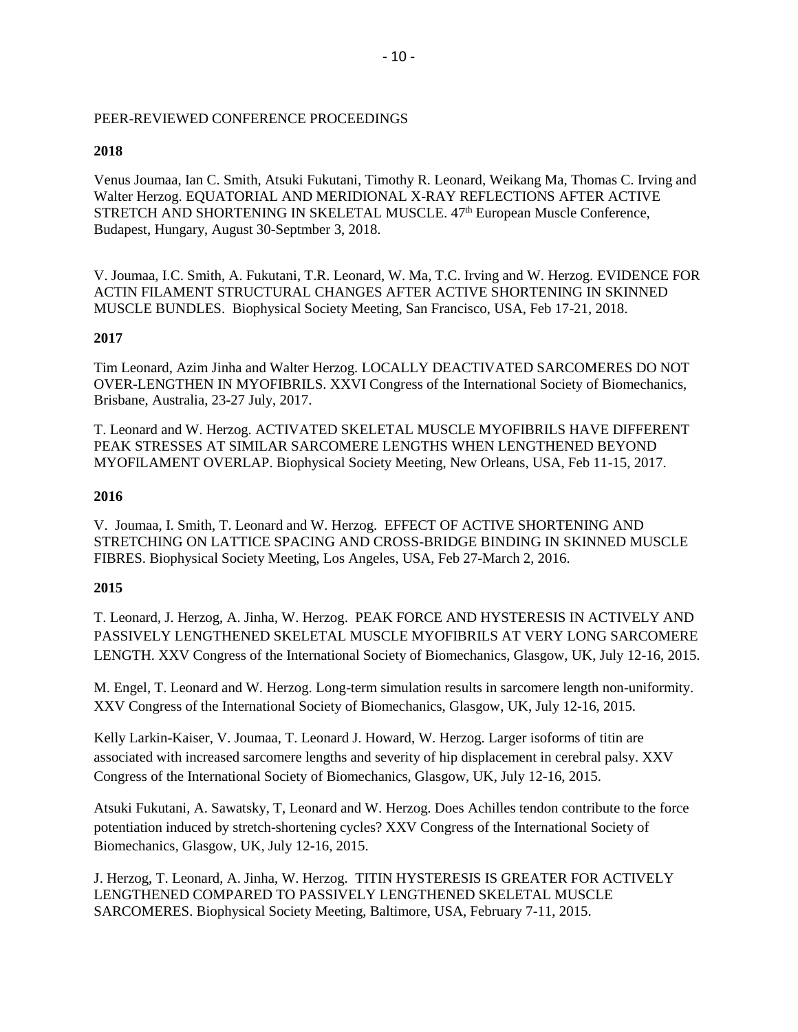PEER-REVIEWED CONFERENCE PROCEEDINGS

**2018**

Venus Joumaa, Ian C. Smith, Atsuki Fukutani, Timothy R. Leonard, Weikang Ma, Thomas C. Irving and Walter Herzog. EQUATORIAL AND MERIDIONAL X-RAY REFLECTIONS AFTER ACTIVE STRETCH AND SHORTENING IN SKELETAL MUSCLE. 47th European Muscle Conference, Budapest, Hungary, August 30-Septmber 3, 2018.

V. Joumaa, I.C. Smith, A. Fukutani, T.R. Leonard, W. Ma, T.C. Irving and W. Herzog. EVIDENCE FOR ACTIN FILAMENT STRUCTURAL CHANGES AFTER ACTIVE SHORTENING IN SKINNED MUSCLE BUNDLES. Biophysical Society Meeting, San Francisco, USA, Feb 17-21, 2018.

**2017**

Tim Leonard, Azim Jinha and Walter Herzog. LOCALLY DEACTIVATED SARCOMERES DO NOT OVER-LENGTHEN IN MYOFIBRILS. XXVI Congress of the International Society of Biomechanics, Brisbane, Australia, 23-27 July, 2017.

T. Leonard and W. Herzog. ACTIVATED SKELETAL MUSCLE MYOFIBRILS HAVE DIFFERENT PEAK STRESSES AT SIMILAR SARCOMERE LENGTHS WHEN LENGTHENED BEYOND MYOFILAMENT OVERLAP. Biophysical Society Meeting, New Orleans, USA, Feb 11-15, 2017.

**2016**

V. Joumaa, I. Smith, T. Leonard and W. Herzog. EFFECT OF ACTIVE SHORTENING AND STRETCHING ON LATTICE SPACING AND CROSS-BRIDGE BINDING IN SKINNED MUSCLE FIBRES. Biophysical Society Meeting, Los Angeles, USA, Feb 27-March 2, 2016.

**2015**

T. Leonard, J. Herzog, A. Jinha, W. Herzog. PEAK FORCE AND HYSTERESIS IN ACTIVELY AND PASSIVELY LENGTHENED SKELETAL MUSCLE MYOFIBRILS AT VERY LONG SARCOMERE LENGTH. XXV Congress of the International Society of Biomechanics, Glasgow, UK, July 12-16, 2015.

M. Engel, T. Leonard and W. Herzog. Long-term simulation results in sarcomere length non-uniformity. XXV Congress of the International Society of Biomechanics, Glasgow, UK, July 12-16, 2015.

Kelly Larkin-Kaiser, V. Joumaa, T. Leonard J. Howard, W. Herzog. Larger isoforms of titin are associated with increased sarcomere lengths and severity of hip displacement in cerebral palsy. XXV Congress of the International Society of Biomechanics, Glasgow, UK, July 12-16, 2015.

Atsuki Fukutani, A. Sawatsky, T, Leonard and W. Herzog. Does Achilles tendon contribute to the force potentiation induced by stretch-shortening cycles? XXV Congress of the International Society of Biomechanics, Glasgow, UK, July 12-16, 2015.

J. Herzog, T. Leonard, A. Jinha, W. Herzog. TITIN HYSTERESIS IS GREATER FOR ACTIVELY LENGTHENED COMPARED TO PASSIVELY LENGTHENED SKELETAL MUSCLE SARCOMERES. Biophysical Society Meeting, Baltimore, USA, February 7-11, 2015.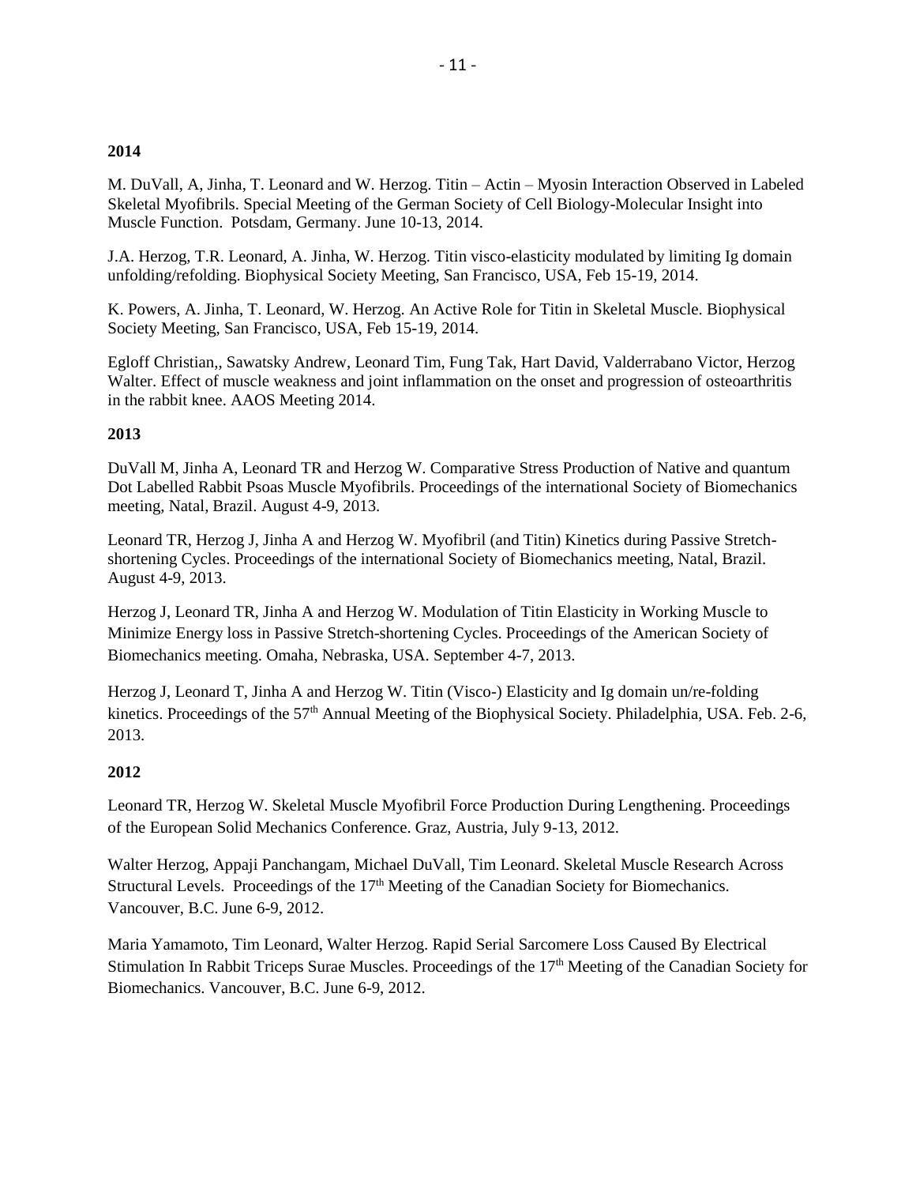## 2014

M. DuVall, A, Jinha, T. Leonard and W. Herzog. Titin – Actin – Myosin Interaction Observed in Labeled Skeletal Myofibrils. Special Meeting of the German Society of Cell Biology-Molecular Insight into Muscle Function. Potsdam, Germany. June 10-13, 2014.

J.A. Herzog, T.R. Leonard, A. Jinha, W. Herzog. Titin visco-elasticity modulated by limiting Ig domain unfolding/refolding. Biophysical Society Meeting, San Francisco, USA, Feb 15-19, 2014.

K. Powers, A. Jinha, T. Leonard, W. Herzog. An Active Role for Titin in Skeletal Muscle. Biophysical Society Meeting, San Francisco, USA, Feb 15-19, 2014.

Egloff Christian,, Sawatsky Andrew, Leonard Tim, Fung Tak, Hart David, Valderrabano Victor, Herzog Walter. Effect of muscle weakness and joint inflammation on the onset and progression of osteoarthritis in the rabbit knee. AAOS Meeting 2014.

## 2013

DuVall M, Jinha A, Leonard TR and Herzog W. Comparative Stress Production of Native and quantum Dot Labelled Rabbit Psoas Muscle Myofibrils. Proceedings of the international Society of Biomechanics meeting, Natal, Brazil. August 4-9, 2013.

Leonard TR, Herzog J, Jinha A and Herzog W. Myofibril (and Titin) Kinetics during Passive Stretch-shortening Cycles. Proceedings of the international Society of Biomechanics meeting, Natal, Brazil. August 4-9, 2013.

Herzog J, Leonard TR, Jinha A and Herzog W. Modulation of Titin Elasticity in Working Muscle to Minimize Energy loss in Passive Stretch-shortening Cycles. Proceedings of the American Society of Biomechanics meeting. Omaha, Nebraska, USA. September 4-7, 2013.

Herzog J, Leonard T, Jinha A and Herzog W. Titin (Visco-) Elasticity and Ig domain un/re-folding kinetics. Proceedings of the 57th Annual Meeting of the Biophysical Society. Philadelphia, USA. Feb. 2-6, 2013.

## 2012

Leonard TR, Herzog W. Skeletal Muscle Myofibril Force Production During Lengthening. Proceedings of the European Solid Mechanics Conference. Graz, Austria, July 9-13, 2012.

Walter Herzog, Appaji Panchangam, Michael DuVall, Tim Leonard. Skeletal Muscle Research Across Structural Levels. Proceedings of the 17th Meeting of the Canadian Society for Biomechanics. Vancouver, B.C. June 6-9, 2012.

Maria Yamamoto, Tim Leonard, Walter Herzog. Rapid Serial Sarcomere Loss Caused By Electrical Stimulation In Rabbit Triceps Surae Muscles. Proceedings of the 17th Meeting of the Canadian Society for Biomechanics. Vancouver, B.C. June 6-9, 2012.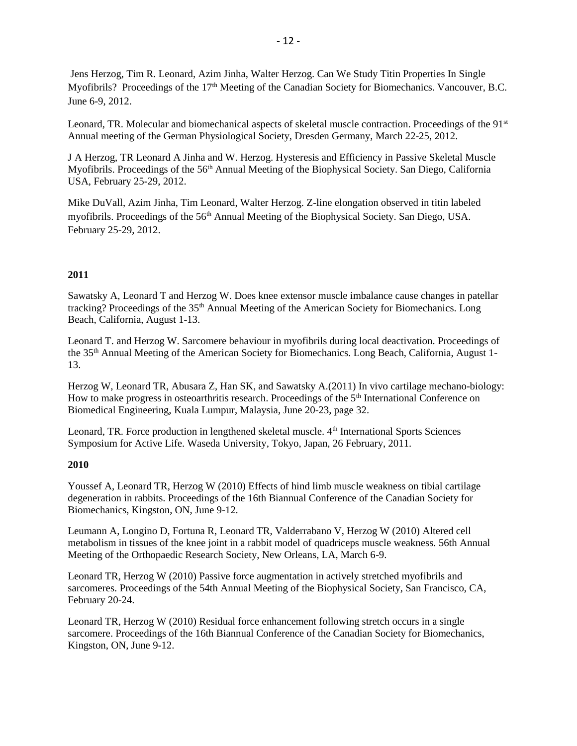Jens Herzog, Tim R. Leonard, Azim Jinha, Walter Herzog. Can We Study Titin Properties In Single Myofibrils? Proceedings of the 17th Meeting of the Canadian Society for Biomechanics. Vancouver, B.C. June 6-9, 2012.

Leonard, TR. Molecular and biomechanical aspects of skeletal muscle contraction. Proceedings of the 91st Annual meeting of the German Physiological Society, Dresden Germany, March 22-25, 2012.

J A Herzog, TR Leonard A Jinha and W. Herzog. Hysteresis and Efficiency in Passive Skeletal Muscle Myofibrils. Proceedings of the 56th Annual Meeting of the Biophysical Society. San Diego, California USA, February 25-29, 2012.

Mike DuVall, Azim Jinha, Tim Leonard, Walter Herzog. Z-line elongation observed in titin labeled myofibrils. Proceedings of the 56th Annual Meeting of the Biophysical Society. San Diego, USA. February 25-29, 2012.

**2011**

Sawatsky A, Leonard T and Herzog W. Does knee extensor muscle imbalance cause changes in patellar tracking? Proceedings of the 35th Annual Meeting of the American Society for Biomechanics. Long Beach, California, August 1-13.

Leonard T. and Herzog W. Sarcomere behaviour in myofibrils during local deactivation. Proceedings of the 35th Annual Meeting of the American Society for Biomechanics. Long Beach, California, August 1-13.

Herzog W, Leonard TR, Abusara Z, Han SK, and Sawatsky A.(2011) In vivo cartilage mechano-biology: How to make progress in osteoarthritis research. Proceedings of the 5th International Conference on Biomedical Engineering, Kuala Lumpur, Malaysia, June 20-23, page 32.

Leonard, TR. Force production in lengthened skeletal muscle. 4th International Sports Sciences Symposium for Active Life. Waseda University, Tokyo, Japan, 26 February, 2011.

**2010**

Youssef A, Leonard TR, Herzog W (2010) Effects of hind limb muscle weakness on tibial cartilage degeneration in rabbits. Proceedings of the 16th Biannual Conference of the Canadian Society for Biomechanics, Kingston, ON, June 9-12.

Leumann A, Longino D, Fortuna R, Leonard TR, Valderrabano V, Herzog W (2010) Altered cell metabolism in tissues of the knee joint in a rabbit model of quadriceps muscle weakness. 56th Annual Meeting of the Orthopaedic Research Society, New Orleans, LA, March 6-9.

Leonard TR, Herzog W (2010) Passive force augmentation in actively stretched myofibrils and sarcomeres. Proceedings of the 54th Annual Meeting of the Biophysical Society, San Francisco, CA, February 20-24.

Leonard TR, Herzog W (2010) Residual force enhancement following stretch occurs in a single sarcomere. Proceedings of the 16th Biannual Conference of the Canadian Society for Biomechanics, Kingston, ON, June 9-12.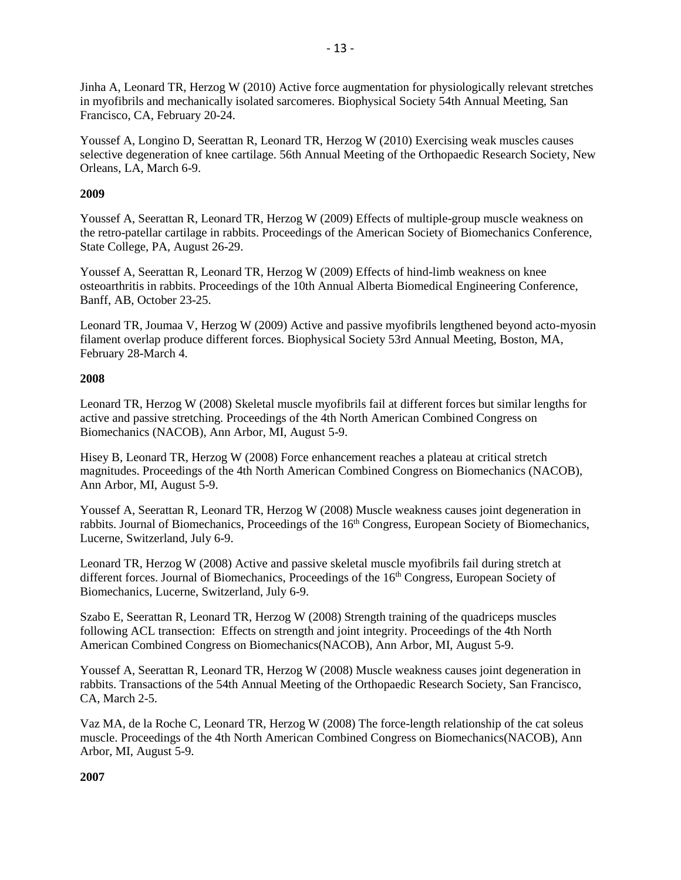Jinha A, Leonard TR, Herzog W (2010) Active force augmentation for physiologically relevant stretches in myofibrils and mechanically isolated sarcomeres. Biophysical Society 54th Annual Meeting, San Francisco, CA, February 20-24.

Youssef A, Longino D, Seerattan R, Leonard TR, Herzog W (2010) Exercising weak muscles causes selective degeneration of knee cartilage. 56th Annual Meeting of the Orthopaedic Research Society, New Orleans, LA, March 6-9.

**2009**

Youssef A, Seerattan R, Leonard TR, Herzog W (2009) Effects of multiple-group muscle weakness on the retro-patellar cartilage in rabbits. Proceedings of the American Society of Biomechanics Conference, State College, PA, August 26-29.

Youssef A, Seerattan R, Leonard TR, Herzog W (2009) Effects of hind-limb weakness on knee osteoarthritis in rabbits. Proceedings of the 10th Annual Alberta Biomedical Engineering Conference, Banff, AB, October 23-25.

Leonard TR, Joumaa V, Herzog W (2009) Active and passive myofibrils lengthened beyond acto-myosin filament overlap produce different forces. Biophysical Society 53rd Annual Meeting, Boston, MA, February 28-March 4.

**2008**

Leonard TR, Herzog W (2008) Skeletal muscle myofibrils fail at different forces but similar lengths for active and passive stretching. Proceedings of the 4th North American Combined Congress on Biomechanics (NACOB), Ann Arbor, MI, August 5-9.

Hisey B, Leonard TR, Herzog W (2008) Force enhancement reaches a plateau at critical stretch magnitudes. Proceedings of the 4th North American Combined Congress on Biomechanics (NACOB), Ann Arbor, MI, August 5-9.

Youssef A, Seerattan R, Leonard TR, Herzog W (2008) Muscle weakness causes joint degeneration in rabbits. Journal of Biomechanics, Proceedings of the 16th Congress, European Society of Biomechanics, Lucerne, Switzerland, July 6-9.

Leonard TR, Herzog W (2008) Active and passive skeletal muscle myofibrils fail during stretch at different forces. Journal of Biomechanics, Proceedings of the 16th Congress, European Society of Biomechanics, Lucerne, Switzerland, July 6-9.

Szabo E, Seerattan R, Leonard TR, Herzog W (2008) Strength training of the quadriceps muscles following ACL transection: Effects on strength and joint integrity. Proceedings of the 4th North American Combined Congress on Biomechanics(NACOB), Ann Arbor, MI, August 5-9.

Youssef A, Seerattan R, Leonard TR, Herzog W (2008) Muscle weakness causes joint degeneration in rabbits. Transactions of the 54th Annual Meeting of the Orthopaedic Research Society, San Francisco, CA, March 2-5.

Vaz MA, de la Roche C, Leonard TR, Herzog W (2008) The force-length relationship of the cat soleus muscle. Proceedings of the 4th North American Combined Congress on Biomechanics(NACOB), Ann Arbor, MI, August 5-9.

**2007**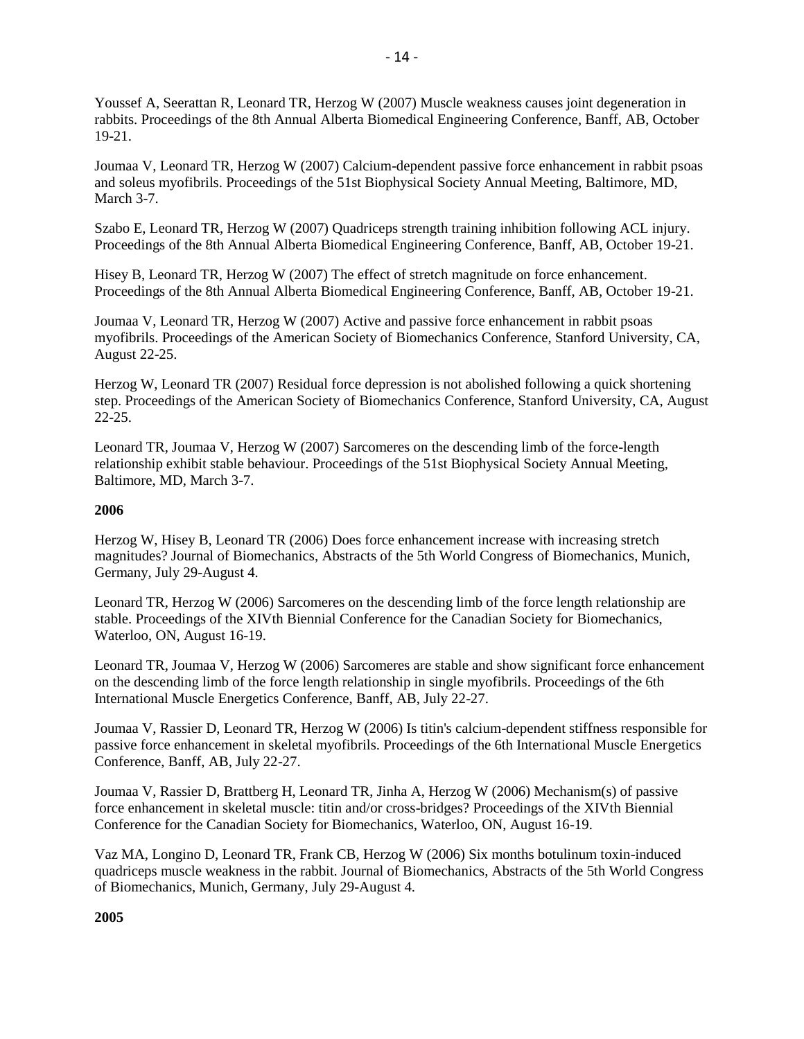Youssef A, Seerattan R, Leonard TR, Herzog W (2007) Muscle weakness causes joint degeneration in rabbits. Proceedings of the 8th Annual Alberta Biomedical Engineering Conference, Banff, AB, October 19-21.

Joumaa V, Leonard TR, Herzog W (2007) Calcium-dependent passive force enhancement in rabbit psoas and soleus myofibrils. Proceedings of the 51st Biophysical Society Annual Meeting, Baltimore, MD, March 3-7.

Szabo E, Leonard TR, Herzog W (2007) Quadriceps strength training inhibition following ACL injury. Proceedings of the 8th Annual Alberta Biomedical Engineering Conference, Banff, AB, October 19-21.

Hisey B, Leonard TR, Herzog W (2007) The effect of stretch magnitude on force enhancement. Proceedings of the 8th Annual Alberta Biomedical Engineering Conference, Banff, AB, October 19-21.

Joumaa V, Leonard TR, Herzog W (2007) Active and passive force enhancement in rabbit psoas myofibrils. Proceedings of the American Society of Biomechanics Conference, Stanford University, CA, August 22-25.

Herzog W, Leonard TR (2007) Residual force depression is not abolished following a quick shortening step. Proceedings of the American Society of Biomechanics Conference, Stanford University, CA, August 22-25.

Leonard TR, Joumaa V, Herzog W (2007) Sarcomeres on the descending limb of the force-length relationship exhibit stable behaviour. Proceedings of the 51st Biophysical Society Annual Meeting, Baltimore, MD, March 3-7.

**2006**

Herzog W, Hisey B, Leonard TR (2006) Does force enhancement increase with increasing stretch magnitudes? Journal of Biomechanics, Abstracts of the 5th World Congress of Biomechanics, Munich, Germany, July 29-August 4.

Leonard TR, Herzog W (2006) Sarcomeres on the descending limb of the force length relationship are stable. Proceedings of the XIVth Biennial Conference for the Canadian Society for Biomechanics, Waterloo, ON, August 16-19.

Leonard TR, Joumaa V, Herzog W (2006) Sarcomeres are stable and show significant force enhancement on the descending limb of the force length relationship in single myofibrils. Proceedings of the 6th International Muscle Energetics Conference, Banff, AB, July 22-27.

Joumaa V, Rassier D, Leonard TR, Herzog W (2006) Is titin's calcium-dependent stiffness responsible for passive force enhancement in skeletal myofibrils. Proceedings of the 6th International Muscle Energetics Conference, Banff, AB, July 22-27.

Joumaa V, Rassier D, Brattberg H, Leonard TR, Jinha A, Herzog W (2006) Mechanism(s) of passive force enhancement in skeletal muscle: titin and/or cross-bridges? Proceedings of the XIVth Biennial Conference for the Canadian Society for Biomechanics, Waterloo, ON, August 16-19.

Vaz MA, Longino D, Leonard TR, Frank CB, Herzog W (2006) Six months botulinum toxin-induced quadriceps muscle weakness in the rabbit. Journal of Biomechanics, Abstracts of the 5th World Congress of Biomechanics, Munich, Germany, July 29-August 4.

**2005**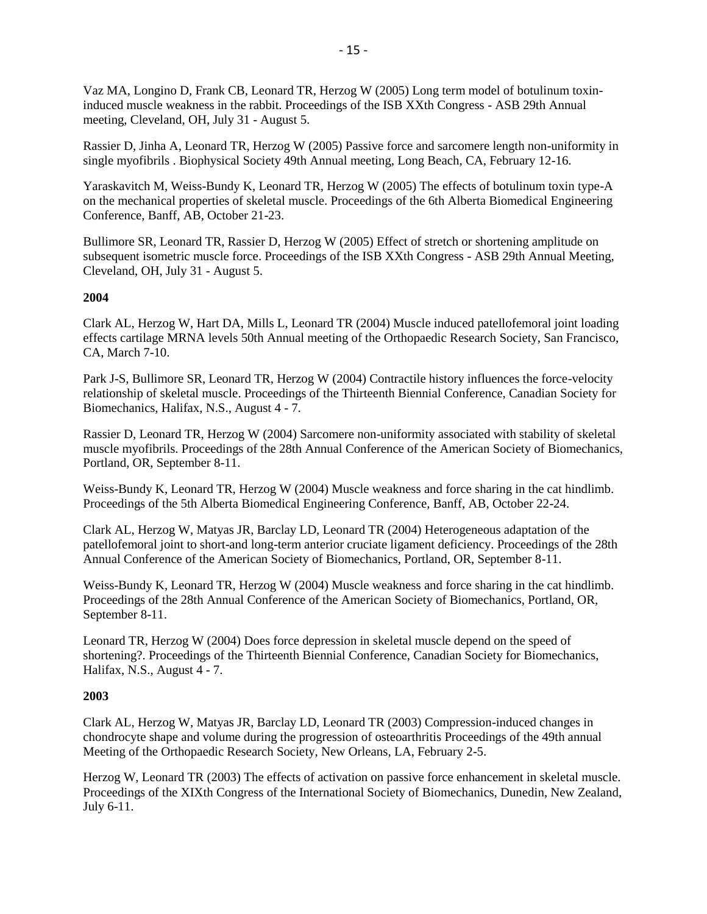Vaz MA, Longino D, Frank CB, Leonard TR, Herzog W (2005) Long term model of botulinum toxin-induced muscle weakness in the rabbit. Proceedings of the ISB XXth Congress - ASB 29th Annual meeting, Cleveland, OH, July 31 - August 5.

Rassier D, Jinha A, Leonard TR, Herzog W (2005) Passive force and sarcomere length non-uniformity in single myofibrils . Biophysical Society 49th Annual meeting, Long Beach, CA, February 12-16.

Yaraskavitch M, Weiss-Bundy K, Leonard TR, Herzog W (2005) The effects of botulinum toxin type-A on the mechanical properties of skeletal muscle. Proceedings of the 6th Alberta Biomedical Engineering Conference, Banff, AB, October 21-23.

Bullimore SR, Leonard TR, Rassier D, Herzog W (2005) Effect of stretch or shortening amplitude on subsequent isometric muscle force. Proceedings of the ISB XXth Congress - ASB 29th Annual Meeting, Cleveland, OH, July 31 - August 5.

**2004**

Clark AL, Herzog W, Hart DA, Mills L, Leonard TR (2004) Muscle induced patellofemoral joint loading effects cartilage MRNA levels 50th Annual meeting of the Orthopaedic Research Society, San Francisco, CA, March 7-10.

Park J-S, Bullimore SR, Leonard TR, Herzog W (2004) Contractile history influences the force-velocity relationship of skeletal muscle. Proceedings of the Thirteenth Biennial Conference, Canadian Society for Biomechanics, Halifax, N.S., August 4 - 7.

Rassier D, Leonard TR, Herzog W (2004) Sarcomere non-uniformity associated with stability of skeletal muscle myofibrils. Proceedings of the 28th Annual Conference of the American Society of Biomechanics, Portland, OR, September 8-11.

Weiss-Bundy K, Leonard TR, Herzog W (2004) Muscle weakness and force sharing in the cat hindlimb. Proceedings of the 5th Alberta Biomedical Engineering Conference, Banff, AB, October 22-24.

Clark AL, Herzog W, Matyas JR, Barclay LD, Leonard TR (2004) Heterogeneous adaptation of the patellofemoral joint to short-and long-term anterior cruciate ligament deficiency. Proceedings of the 28th Annual Conference of the American Society of Biomechanics, Portland, OR, September 8-11.

Weiss-Bundy K, Leonard TR, Herzog W (2004) Muscle weakness and force sharing in the cat hindlimb. Proceedings of the 28th Annual Conference of the American Society of Biomechanics, Portland, OR, September 8-11.

Leonard TR, Herzog W (2004) Does force depression in skeletal muscle depend on the speed of shortening?. Proceedings of the Thirteenth Biennial Conference, Canadian Society for Biomechanics, Halifax, N.S., August 4 - 7.

**2003**

Clark AL, Herzog W, Matyas JR, Barclay LD, Leonard TR (2003) Compression-induced changes in chondrocyte shape and volume during the progression of osteoarthritis Proceedings of the 49th annual Meeting of the Orthopaedic Research Society, New Orleans, LA, February 2-5.

Herzog W, Leonard TR (2003) The effects of activation on passive force enhancement in skeletal muscle. Proceedings of the XIXth Congress of the International Society of Biomechanics, Dunedin, New Zealand, July 6-11.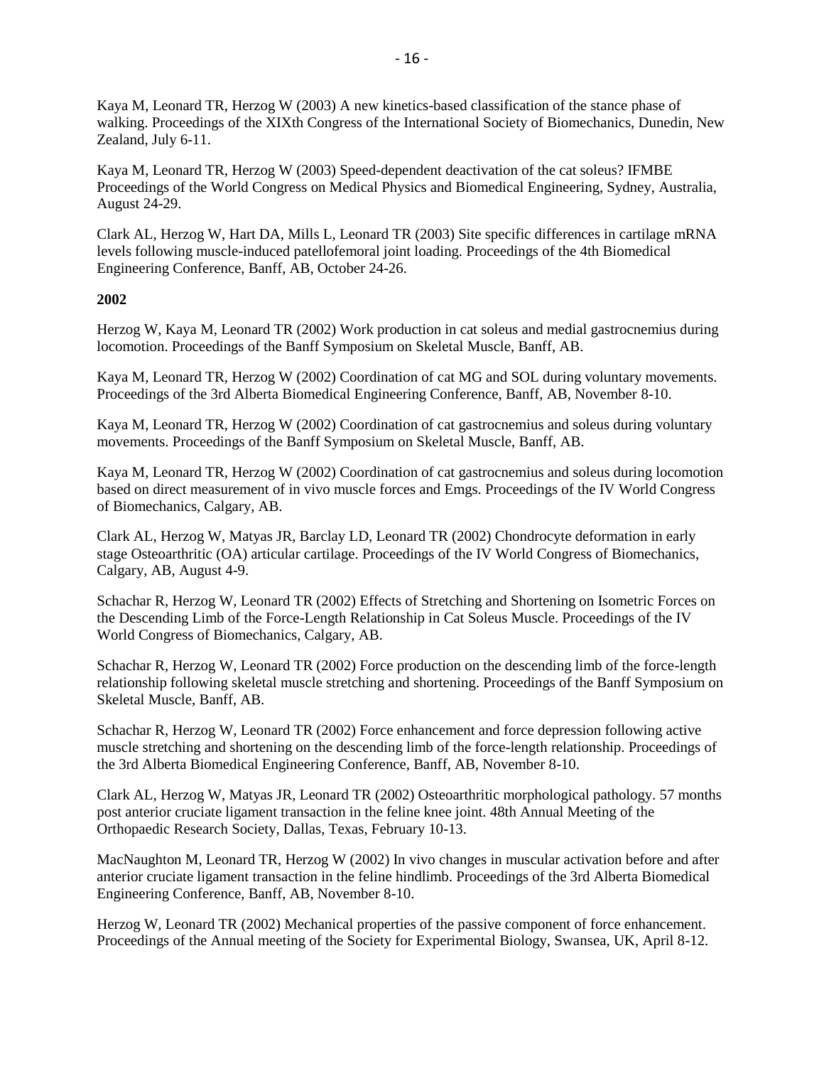Kaya M, Leonard TR, Herzog W (2003) A new kinetics-based classification of the stance phase of walking. Proceedings of the XIXth Congress of the International Society of Biomechanics, Dunedin, New Zealand, July 6-11.

Kaya M, Leonard TR, Herzog W (2003) Speed-dependent deactivation of the cat soleus? IFMBE Proceedings of the World Congress on Medical Physics and Biomedical Engineering, Sydney, Australia, August 24-29.

Clark AL, Herzog W, Hart DA, Mills L, Leonard TR (2003) Site specific differences in cartilage mRNA levels following muscle-induced patellofemoral joint loading. Proceedings of the 4th Biomedical Engineering Conference, Banff, AB, October 24-26.

**2002**

Herzog W, Kaya M, Leonard TR (2002) Work production in cat soleus and medial gastrocnemius during locomotion. Proceedings of the Banff Symposium on Skeletal Muscle, Banff, AB.

Kaya M, Leonard TR, Herzog W (2002) Coordination of cat MG and SOL during voluntary movements. Proceedings of the 3rd Alberta Biomedical Engineering Conference, Banff, AB, November 8-10.

Kaya M, Leonard TR, Herzog W (2002) Coordination of cat gastrocnemius and soleus during voluntary movements. Proceedings of the Banff Symposium on Skeletal Muscle, Banff, AB.

Kaya M, Leonard TR, Herzog W (2002) Coordination of cat gastrocnemius and soleus during locomotion based on direct measurement of in vivo muscle forces and Emgs. Proceedings of the IV World Congress of Biomechanics, Calgary, AB.

Clark AL, Herzog W, Matyas JR, Barclay LD, Leonard TR (2002) Chondrocyte deformation in early stage Osteoarthritic (OA) articular cartilage. Proceedings of the IV World Congress of Biomechanics, Calgary, AB, August 4-9.

Schachar R, Herzog W, Leonard TR (2002) Effects of Stretching and Shortening on Isometric Forces on the Descending Limb of the Force-Length Relationship in Cat Soleus Muscle. Proceedings of the IV World Congress of Biomechanics, Calgary, AB.

Schachar R, Herzog W, Leonard TR (2002) Force production on the descending limb of the force-length relationship following skeletal muscle stretching and shortening. Proceedings of the Banff Symposium on Skeletal Muscle, Banff, AB.

Schachar R, Herzog W, Leonard TR (2002) Force enhancement and force depression following active muscle stretching and shortening on the descending limb of the force-length relationship. Proceedings of the 3rd Alberta Biomedical Engineering Conference, Banff, AB, November 8-10.

Clark AL, Herzog W, Matyas JR, Leonard TR (2002) Osteoarthritic morphological pathology. 57 months post anterior cruciate ligament transaction in the feline knee joint. 48th Annual Meeting of the Orthopaedic Research Society, Dallas, Texas, February 10-13.

MacNaughton M, Leonard TR, Herzog W (2002) In vivo changes in muscular activation before and after anterior cruciate ligament transaction in the feline hindlimb. Proceedings of the 3rd Alberta Biomedical Engineering Conference, Banff, AB, November 8-10.

Herzog W, Leonard TR (2002) Mechanical properties of the passive component of force enhancement. Proceedings of the Annual meeting of the Society for Experimental Biology, Swansea, UK, April 8-12.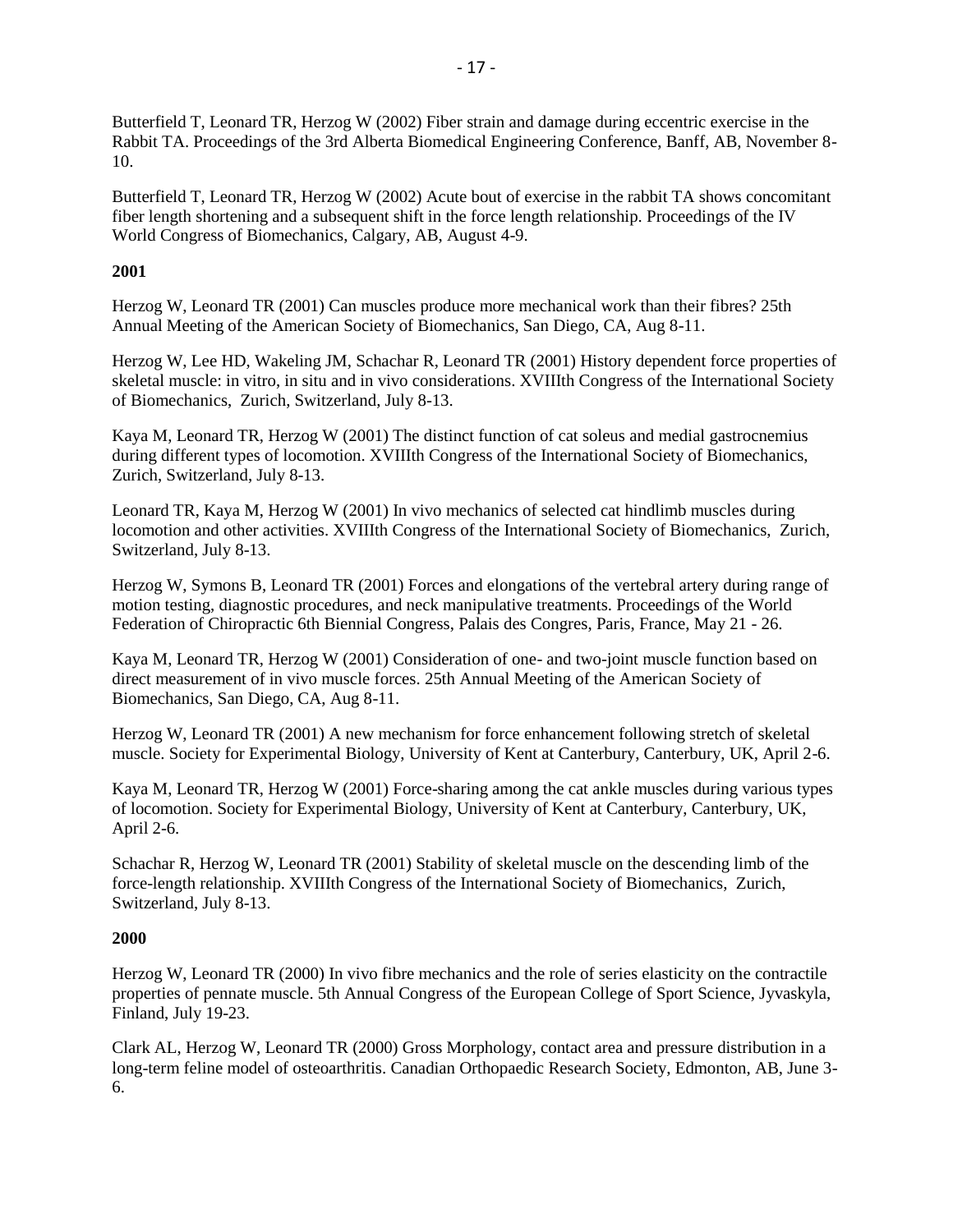Butterfield T, Leonard TR, Herzog W (2002) Fiber strain and damage during eccentric exercise in the Rabbit TA. Proceedings of the 3rd Alberta Biomedical Engineering Conference, Banff, AB, November 8-10.

Butterfield T, Leonard TR, Herzog W (2002) Acute bout of exercise in the rabbit TA shows concomitant fiber length shortening and a subsequent shift in the force length relationship. Proceedings of the IV World Congress of Biomechanics, Calgary, AB, August 4-9.

**2001**

Herzog W, Leonard TR (2001) Can muscles produce more mechanical work than their fibres? 25th Annual Meeting of the American Society of Biomechanics, San Diego, CA, Aug 8-11.

Herzog W, Lee HD, Wakeling JM, Schachar R, Leonard TR (2001) History dependent force properties of skeletal muscle: in vitro, in situ and in vivo considerations. XVIIIth Congress of the International Society of Biomechanics, Zurich, Switzerland, July 8-13.

Kaya M, Leonard TR, Herzog W (2001) The distinct function of cat soleus and medial gastrocnemius during different types of locomotion. XVIIIth Congress of the International Society of Biomechanics, Zurich, Switzerland, July 8-13.

Leonard TR, Kaya M, Herzog W (2001) In vivo mechanics of selected cat hindlimb muscles during locomotion and other activities. XVIIIth Congress of the International Society of Biomechanics, Zurich, Switzerland, July 8-13.

Herzog W, Symons B, Leonard TR (2001) Forces and elongations of the vertebral artery during range of motion testing, diagnostic procedures, and neck manipulative treatments. Proceedings of the World Federation of Chiropractic 6th Biennial Congress, Palais des Congres, Paris, France, May 21 - 26.

Kaya M, Leonard TR, Herzog W (2001) Consideration of one- and two-joint muscle function based on direct measurement of in vivo muscle forces. 25th Annual Meeting of the American Society of Biomechanics, San Diego, CA, Aug 8-11.

Herzog W, Leonard TR (2001) A new mechanism for force enhancement following stretch of skeletal muscle. Society for Experimental Biology, University of Kent at Canterbury, Canterbury, UK, April 2-6.

Kaya M, Leonard TR, Herzog W (2001) Force-sharing among the cat ankle muscles during various types of locomotion. Society for Experimental Biology, University of Kent at Canterbury, Canterbury, UK, April 2-6.

Schachar R, Herzog W, Leonard TR (2001) Stability of skeletal muscle on the descending limb of the force-length relationship. XVIIIth Congress of the International Society of Biomechanics, Zurich, Switzerland, July 8-13.

**2000**

Herzog W, Leonard TR (2000) In vivo fibre mechanics and the role of series elasticity on the contractile properties of pennate muscle. 5th Annual Congress of the European College of Sport Science, Jyvaskyla, Finland, July 19-23.

Clark AL, Herzog W, Leonard TR (2000) Gross Morphology, contact area and pressure distribution in a long-term feline model of osteoarthritis. Canadian Orthopaedic Research Society, Edmonton, AB, June 3-6.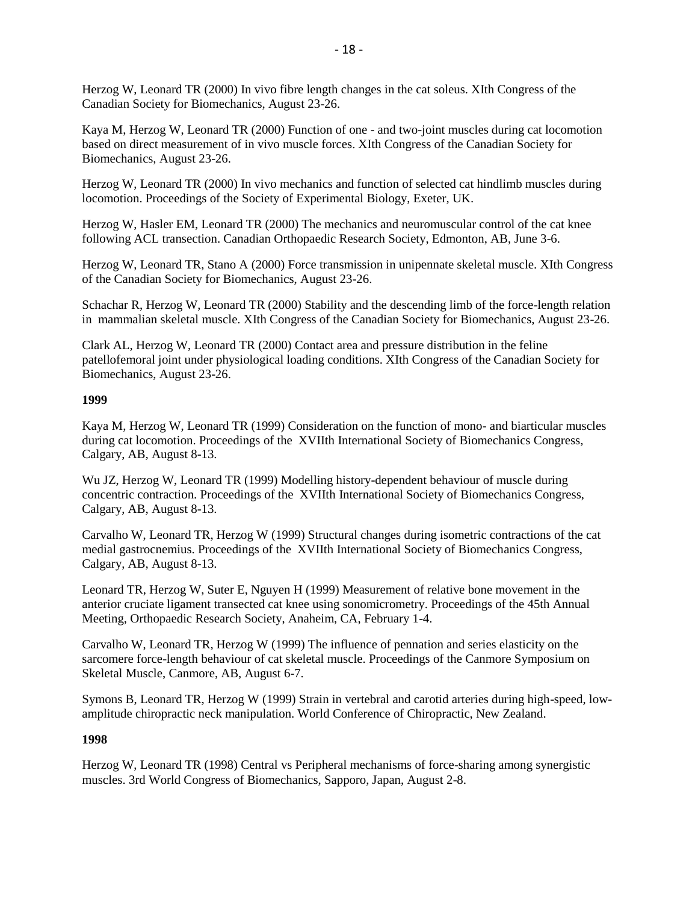Herzog W, Leonard TR (2000) In vivo fibre length changes in the cat soleus. XIth Congress of the Canadian Society for Biomechanics, August 23-26.

Kaya M, Herzog W, Leonard TR (2000) Function of one - and two-joint muscles during cat locomotion based on direct measurement of in vivo muscle forces. XIth Congress of the Canadian Society for Biomechanics, August 23-26.

Herzog W, Leonard TR (2000) In vivo mechanics and function of selected cat hindlimb muscles during locomotion. Proceedings of the Society of Experimental Biology, Exeter, UK.

Herzog W, Hasler EM, Leonard TR (2000) The mechanics and neuromuscular control of the cat knee following ACL transection. Canadian Orthopaedic Research Society, Edmonton, AB, June 3-6.

Herzog W, Leonard TR, Stano A (2000) Force transmission in unipennate skeletal muscle. XIth Congress of the Canadian Society for Biomechanics, August 23-26.

Schachar R, Herzog W, Leonard TR (2000) Stability and the descending limb of the force-length relation in mammalian skeletal muscle. XIth Congress of the Canadian Society for Biomechanics, August 23-26.

Clark AL, Herzog W, Leonard TR (2000) Contact area and pressure distribution in the feline patellofemoral joint under physiological loading conditions. XIth Congress of the Canadian Society for Biomechanics, August 23-26.

**1999**

Kaya M, Herzog W, Leonard TR (1999) Consideration on the function of mono- and biarticular muscles during cat locomotion. Proceedings of the XVIIth International Society of Biomechanics Congress, Calgary, AB, August 8-13.

Wu JZ, Herzog W, Leonard TR (1999) Modelling history-dependent behaviour of muscle during concentric contraction. Proceedings of the XVIIth International Society of Biomechanics Congress, Calgary, AB, August 8-13.

Carvalho W, Leonard TR, Herzog W (1999) Structural changes during isometric contractions of the cat medial gastrocnemius. Proceedings of the XVIIth International Society of Biomechanics Congress, Calgary, AB, August 8-13.

Leonard TR, Herzog W, Suter E, Nguyen H (1999) Measurement of relative bone movement in the anterior cruciate ligament transected cat knee using sonomicrometry. Proceedings of the 45th Annual Meeting, Orthopaedic Research Society, Anaheim, CA, February 1-4.

Carvalho W, Leonard TR, Herzog W (1999) The influence of pennation and series elasticity on the sarcomere force-length behaviour of cat skeletal muscle. Proceedings of the Canmore Symposium on Skeletal Muscle, Canmore, AB, August 6-7.

Symons B, Leonard TR, Herzog W (1999) Strain in vertebral and carotid arteries during high-speed, low-amplitude chiropractic neck manipulation. World Conference of Chiropractic, New Zealand.

**1998**

Herzog W, Leonard TR (1998) Central vs Peripheral mechanisms of force-sharing among synergistic muscles. 3rd World Congress of Biomechanics, Sapporo, Japan, August 2-8.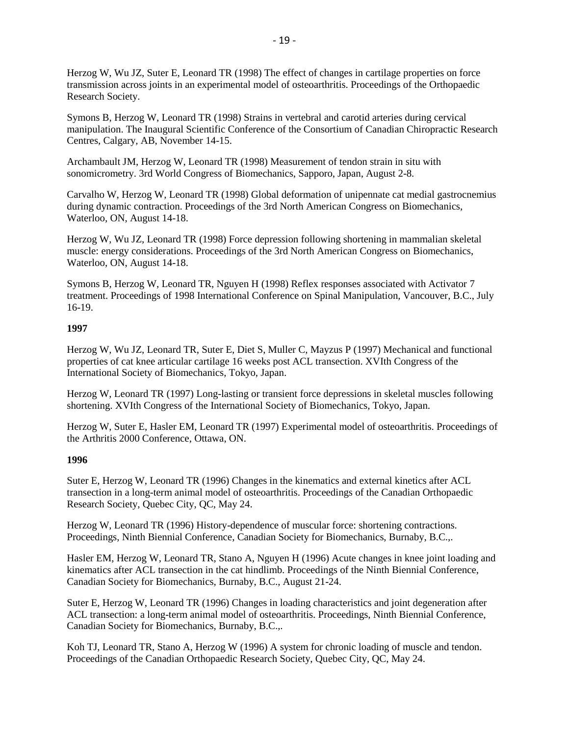Herzog W, Wu JZ, Suter E, Leonard TR (1998) The effect of changes in cartilage properties on force transmission across joints in an experimental model of osteoarthritis. Proceedings of the Orthopaedic Research Society.

Symons B, Herzog W, Leonard TR (1998) Strains in vertebral and carotid arteries during cervical manipulation. The Inaugural Scientific Conference of the Consortium of Canadian Chiropractic Research Centres, Calgary, AB, November 14-15.

Archambault JM, Herzog W, Leonard TR (1998) Measurement of tendon strain in situ with sonomicrometry. 3rd World Congress of Biomechanics, Sapporo, Japan, August 2-8.

Carvalho W, Herzog W, Leonard TR (1998) Global deformation of unipennate cat medial gastrocnemius during dynamic contraction. Proceedings of the 3rd North American Congress on Biomechanics, Waterloo, ON, August 14-18.

Herzog W, Wu JZ, Leonard TR (1998) Force depression following shortening in mammalian skeletal muscle: energy considerations. Proceedings of the 3rd North American Congress on Biomechanics, Waterloo, ON, August 14-18.

Symons B, Herzog W, Leonard TR, Nguyen H (1998) Reflex responses associated with Activator 7 treatment. Proceedings of 1998 International Conference on Spinal Manipulation, Vancouver, B.C., July 16-19.

**1997**

Herzog W, Wu JZ, Leonard TR, Suter E, Diet S, Muller C, Mayzus P (1997) Mechanical and functional properties of cat knee articular cartilage 16 weeks post ACL transection. XVIth Congress of the International Society of Biomechanics, Tokyo, Japan.

Herzog W, Leonard TR (1997) Long-lasting or transient force depressions in skeletal muscles following shortening. XVIth Congress of the International Society of Biomechanics, Tokyo, Japan.

Herzog W, Suter E, Hasler EM, Leonard TR (1997) Experimental model of osteoarthritis. Proceedings of the Arthritis 2000 Conference, Ottawa, ON.

**1996**

Suter E, Herzog W, Leonard TR (1996) Changes in the kinematics and external kinetics after ACL transection in a long-term animal model of osteoarthritis. Proceedings of the Canadian Orthopaedic Research Society, Quebec City, QC, May 24.

Herzog W, Leonard TR (1996) History-dependence of muscular force: shortening contractions. Proceedings, Ninth Biennial Conference, Canadian Society for Biomechanics, Burnaby, B.C.,.

Hasler EM, Herzog W, Leonard TR, Stano A, Nguyen H (1996) Acute changes in knee joint loading and kinematics after ACL transection in the cat hindlimb. Proceedings of the Ninth Biennial Conference, Canadian Society for Biomechanics, Burnaby, B.C., August 21-24.

Suter E, Herzog W, Leonard TR (1996) Changes in loading characteristics and joint degeneration after ACL transection: a long-term animal model of osteoarthritis. Proceedings, Ninth Biennial Conference, Canadian Society for Biomechanics, Burnaby, B.C.,.

Koh TJ, Leonard TR, Stano A, Herzog W (1996) A system for chronic loading of muscle and tendon. Proceedings of the Canadian Orthopaedic Research Society, Quebec City, QC, May 24.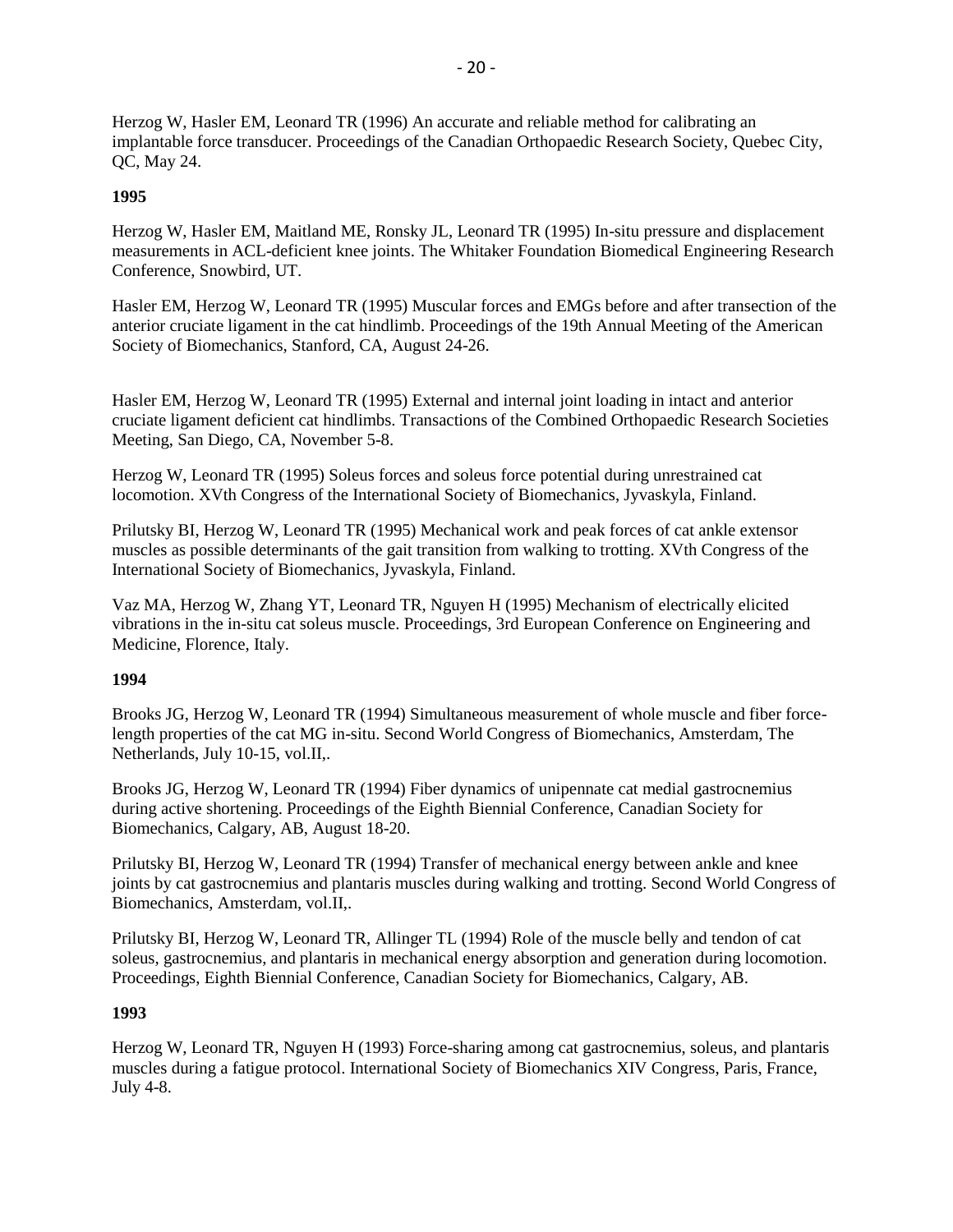Herzog W, Hasler EM, Leonard TR (1996) An accurate and reliable method for calibrating an implantable force transducer. Proceedings of the Canadian Orthopaedic Research Society, Quebec City, QC, May 24.

**1995**

Herzog W, Hasler EM, Maitland ME, Ronsky JL, Leonard TR (1995) In-situ pressure and displacement measurements in ACL-deficient knee joints. The Whitaker Foundation Biomedical Engineering Research Conference, Snowbird, UT.

Hasler EM, Herzog W, Leonard TR (1995) Muscular forces and EMGs before and after transection of the anterior cruciate ligament in the cat hindlimb. Proceedings of the 19th Annual Meeting of the American Society of Biomechanics, Stanford, CA, August 24-26.

Hasler EM, Herzog W, Leonard TR (1995) External and internal joint loading in intact and anterior cruciate ligament deficient cat hindlimbs. Transactions of the Combined Orthopaedic Research Societies Meeting, San Diego, CA, November 5-8.

Herzog W, Leonard TR (1995) Soleus forces and soleus force potential during unrestrained cat locomotion. XVth Congress of the International Society of Biomechanics, Jyvaskyla, Finland.

Prilutsky BI, Herzog W, Leonard TR (1995) Mechanical work and peak forces of cat ankle extensor muscles as possible determinants of the gait transition from walking to trotting. XVth Congress of the International Society of Biomechanics, Jyvaskyla, Finland.

Vaz MA, Herzog W, Zhang YT, Leonard TR, Nguyen H (1995) Mechanism of electrically elicited vibrations in the in-situ cat soleus muscle. Proceedings, 3rd European Conference on Engineering and Medicine, Florence, Italy.

**1994**

Brooks JG, Herzog W, Leonard TR (1994) Simultaneous measurement of whole muscle and fiber force-length properties of the cat MG in-situ. Second World Congress of Biomechanics, Amsterdam, The Netherlands, July 10-15, vol.II,.

Brooks JG, Herzog W, Leonard TR (1994) Fiber dynamics of unipennate cat medial gastrocnemius during active shortening. Proceedings of the Eighth Biennial Conference, Canadian Society for Biomechanics, Calgary, AB, August 18-20.

Prilutsky BI, Herzog W, Leonard TR (1994) Transfer of mechanical energy between ankle and knee joints by cat gastrocnemius and plantaris muscles during walking and trotting. Second World Congress of Biomechanics, Amsterdam, vol.II,.

Prilutsky BI, Herzog W, Leonard TR, Allinger TL (1994) Role of the muscle belly and tendon of cat soleus, gastrocnemius, and plantaris in mechanical energy absorption and generation during locomotion. Proceedings, Eighth Biennial Conference, Canadian Society for Biomechanics, Calgary, AB.

**1993**

Herzog W, Leonard TR, Nguyen H (1993) Force-sharing among cat gastrocnemius, soleus, and plantaris muscles during a fatigue protocol. International Society of Biomechanics XIV Congress, Paris, France, July 4-8.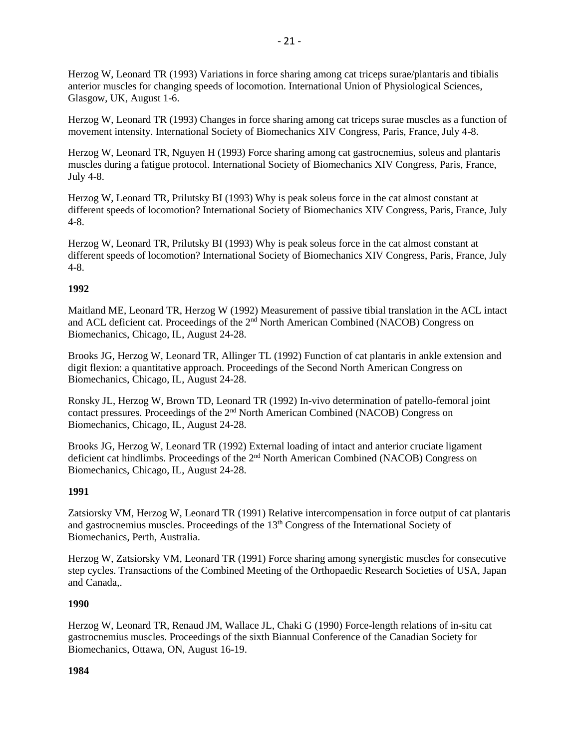Herzog W, Leonard TR (1993) Variations in force sharing among cat triceps surae/plantaris and tibialis anterior muscles for changing speeds of locomotion. International Union of Physiological Sciences, Glasgow, UK, August 1-6.

Herzog W, Leonard TR (1993) Changes in force sharing among cat triceps surae muscles as a function of movement intensity. International Society of Biomechanics XIV Congress, Paris, France, July 4-8.

Herzog W, Leonard TR, Nguyen H (1993) Force sharing among cat gastrocnemius, soleus and plantaris muscles during a fatigue protocol. International Society of Biomechanics XIV Congress, Paris, France, July 4-8.

Herzog W, Leonard TR, Prilutsky BI (1993) Why is peak soleus force in the cat almost constant at different speeds of locomotion? International Society of Biomechanics XIV Congress, Paris, France, July 4-8.

Herzog W, Leonard TR, Prilutsky BI (1993) Why is peak soleus force in the cat almost constant at different speeds of locomotion? International Society of Biomechanics XIV Congress, Paris, France, July 4-8.

**1992**

Maitland ME, Leonard TR, Herzog W (1992) Measurement of passive tibial translation in the ACL intact and ACL deficient cat. Proceedings of the 2nd North American Combined (NACOB) Congress on Biomechanics, Chicago, IL, August 24-28.

Brooks JG, Herzog W, Leonard TR, Allinger TL (1992) Function of cat plantaris in ankle extension and digit flexion: a quantitative approach. Proceedings of the Second North American Congress on Biomechanics, Chicago, IL, August 24-28.

Ronsky JL, Herzog W, Brown TD, Leonard TR (1992) In-vivo determination of patello-femoral joint contact pressures. Proceedings of the 2nd North American Combined (NACOB) Congress on Biomechanics, Chicago, IL, August 24-28.

Brooks JG, Herzog W, Leonard TR (1992) External loading of intact and anterior cruciate ligament deficient cat hindlimbs. Proceedings of the 2nd North American Combined (NACOB) Congress on Biomechanics, Chicago, IL, August 24-28.

**1991**

Zatsiorsky VM, Herzog W, Leonard TR (1991) Relative intercompensation in force output of cat plantaris and gastrocnemius muscles. Proceedings of the 13th Congress of the International Society of Biomechanics, Perth, Australia.

Herzog W, Zatsiorsky VM, Leonard TR (1991) Force sharing among synergistic muscles for consecutive step cycles. Transactions of the Combined Meeting of the Orthopaedic Research Societies of USA, Japan and Canada,.

**1990**

Herzog W, Leonard TR, Renaud JM, Wallace JL, Chaki G (1990) Force-length relations of in-situ cat gastrocnemius muscles. Proceedings of the sixth Biannual Conference of the Canadian Society for Biomechanics, Ottawa, ON, August 16-19.

**1984**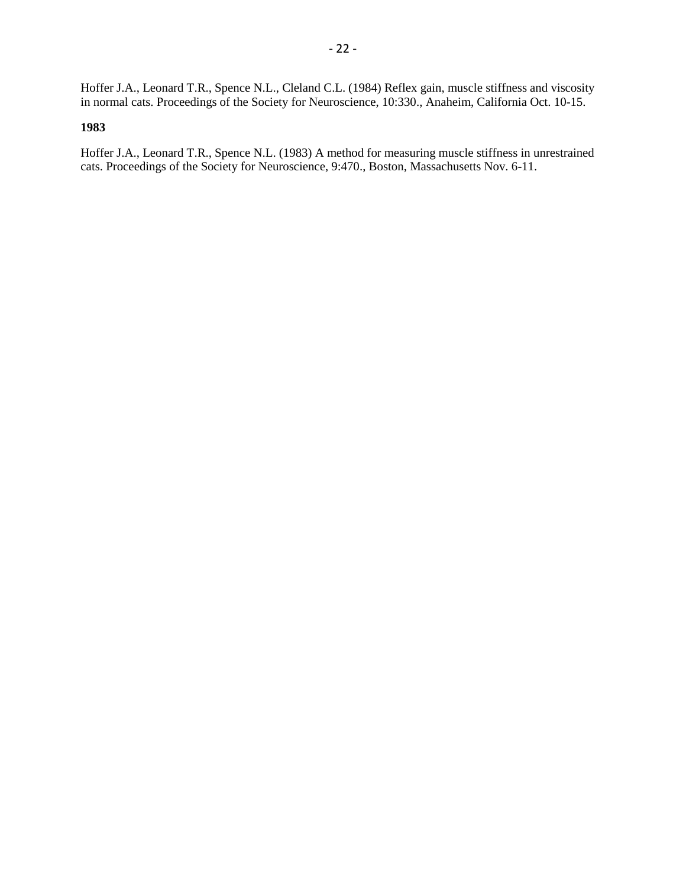Hoffer J.A., Leonard T.R., Spence N.L., Cleland C.L. (1984) Reflex gain, muscle stiffness and viscosity in normal cats. Proceedings of the Society for Neuroscience, 10:330., Anaheim, California Oct. 10-15.

**1983**

Hoffer J.A., Leonard T.R., Spence N.L. (1983) A method for measuring muscle stiffness in unrestrained cats. Proceedings of the Society for Neuroscience, 9:470., Boston, Massachusetts Nov. 6-11.